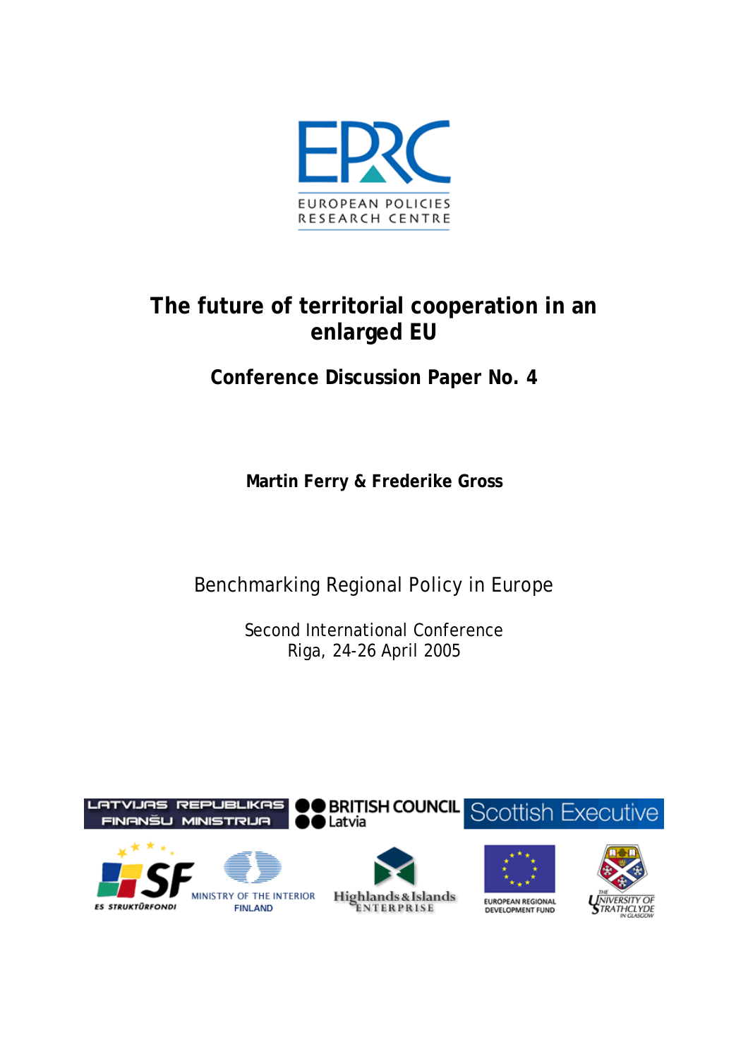# The future of territorial cooperation in an enlarged EU

## Conference Discussion Paper No. 4

**Martin Ferry & Frederike Gross**

Benchmarking Regional Policy in Europe

Second International Conference
Riga, 24-26 April 2005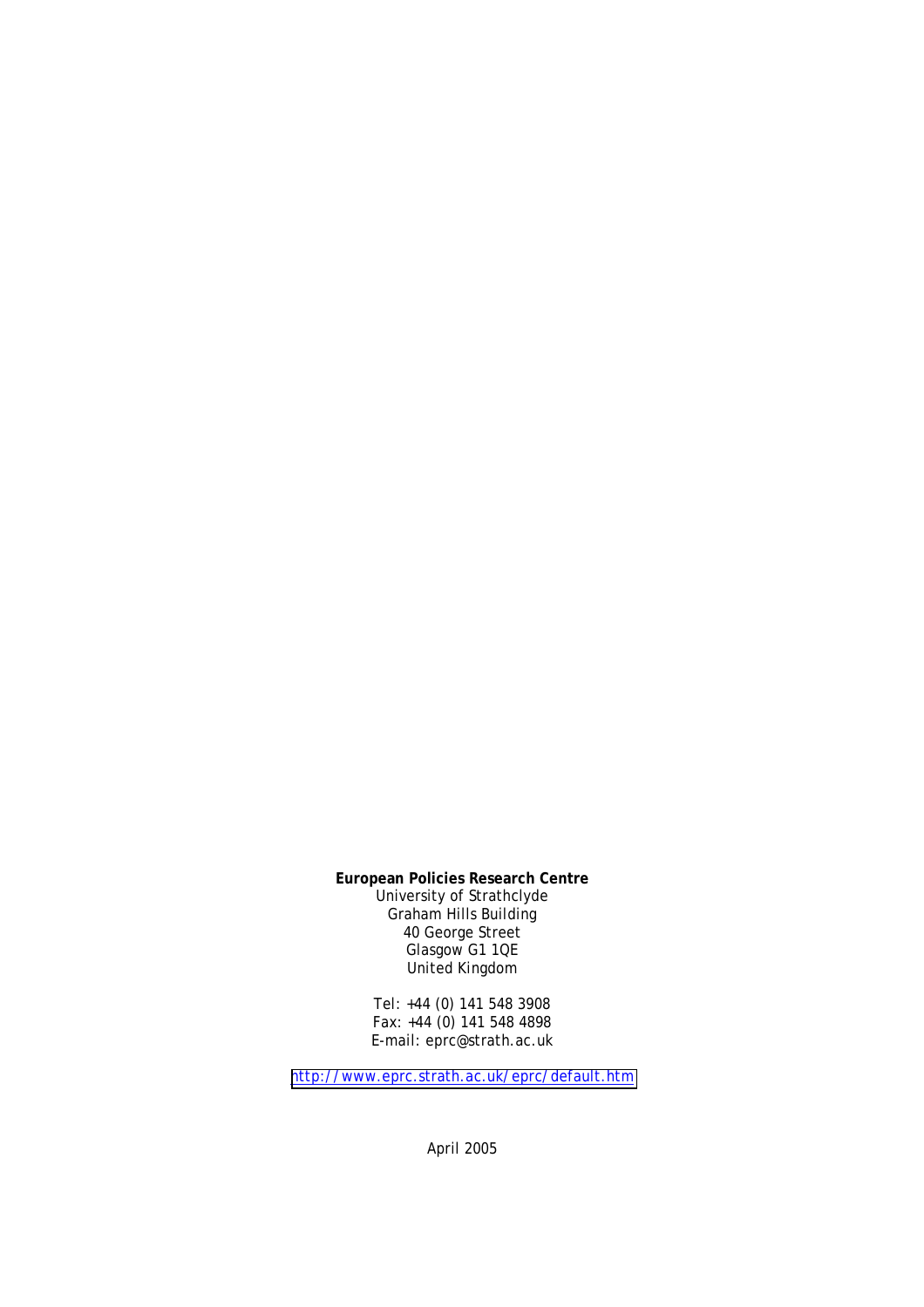**European Policies Research Centre**
University of Strathclyde
Graham Hills Building
40 George Street
Glasgow G1 1QE
United Kingdom

Tel: +44 (0) 141 548 3908
Fax: +44 (0) 141 548 4898
E-mail: eprc@strath.ac.uk

http://www.eprc.strath.ac.uk/eprc/default.htm

April 2005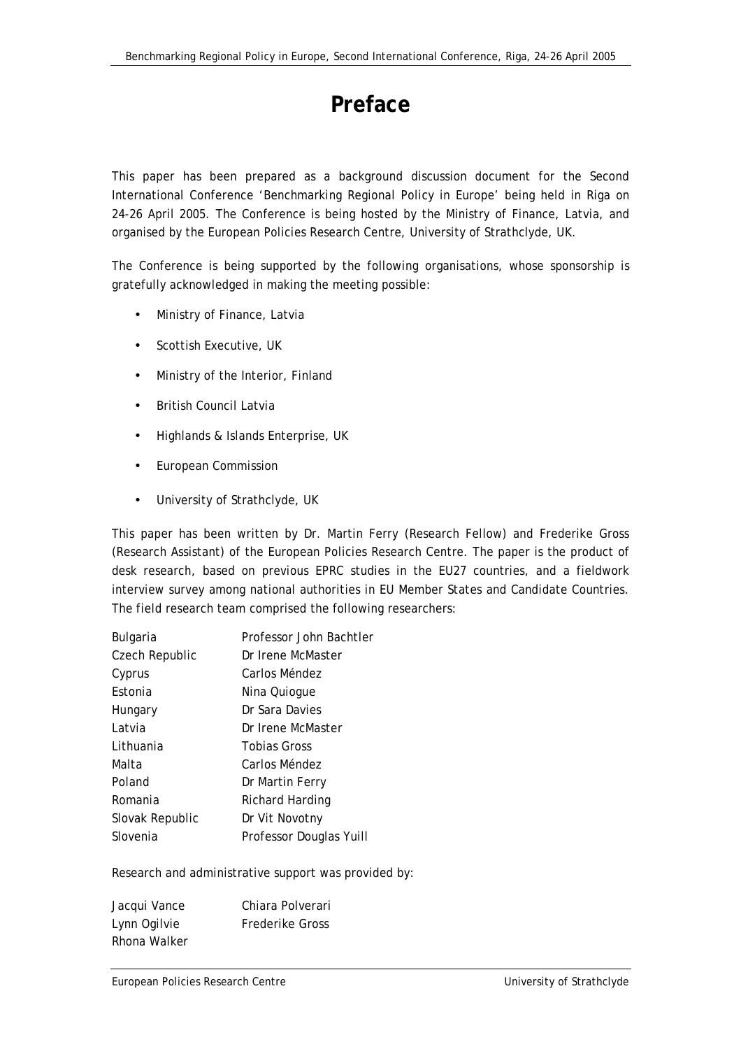# Preface

This paper has been prepared as a background discussion document for the Second International Conference 'Benchmarking Regional Policy in Europe' being held in Riga on 24-26 April 2005. The Conference is being hosted by the Ministry of Finance, Latvia, and organised by the European Policies Research Centre, University of Strathclyde, UK.

The Conference is being supported by the following organisations, whose sponsorship is gratefully acknowledged in making the meeting possible:

- Ministry of Finance, Latvia
- Scottish Executive, UK
- Ministry of the Interior, Finland
- British Council Latvia
- Highlands & Islands Enterprise, UK
- European Commission
- University of Strathclyde, UK

This paper has been written by Dr. Martin Ferry (Research Fellow) and Frederike Gross (Research Assistant) of the European Policies Research Centre. The paper is the product of desk research, based on previous EPRC studies in the EU27 countries, and a fieldwork interview survey among national authorities in EU Member States and Candidate Countries. The field research team comprised the following researchers:

| | |
|---|---|
| Bulgaria | Professor John Bachtler |
| Czech Republic | Dr Irene McMaster |
| Cyprus | Carlos Méndez |
| Estonia | Nina Quiogue |
| Hungary | Dr Sara Davies |
| Latvia | Dr Irene McMaster |
| Lithuania | Tobias Gross |
| Malta | Carlos Méndez |
| Poland | Dr Martin Ferry |
| Romania | Richard Harding |
| Slovak Republic | Dr Vit Novotny |
| Slovenia | Professor Douglas Yuill |

Research and administrative support was provided by:

| | |
|---|---|
| Jacqui Vance | Chiara Polverari |
| Lynn Ogilvie | Frederike Gross |
| Rhona Walker | |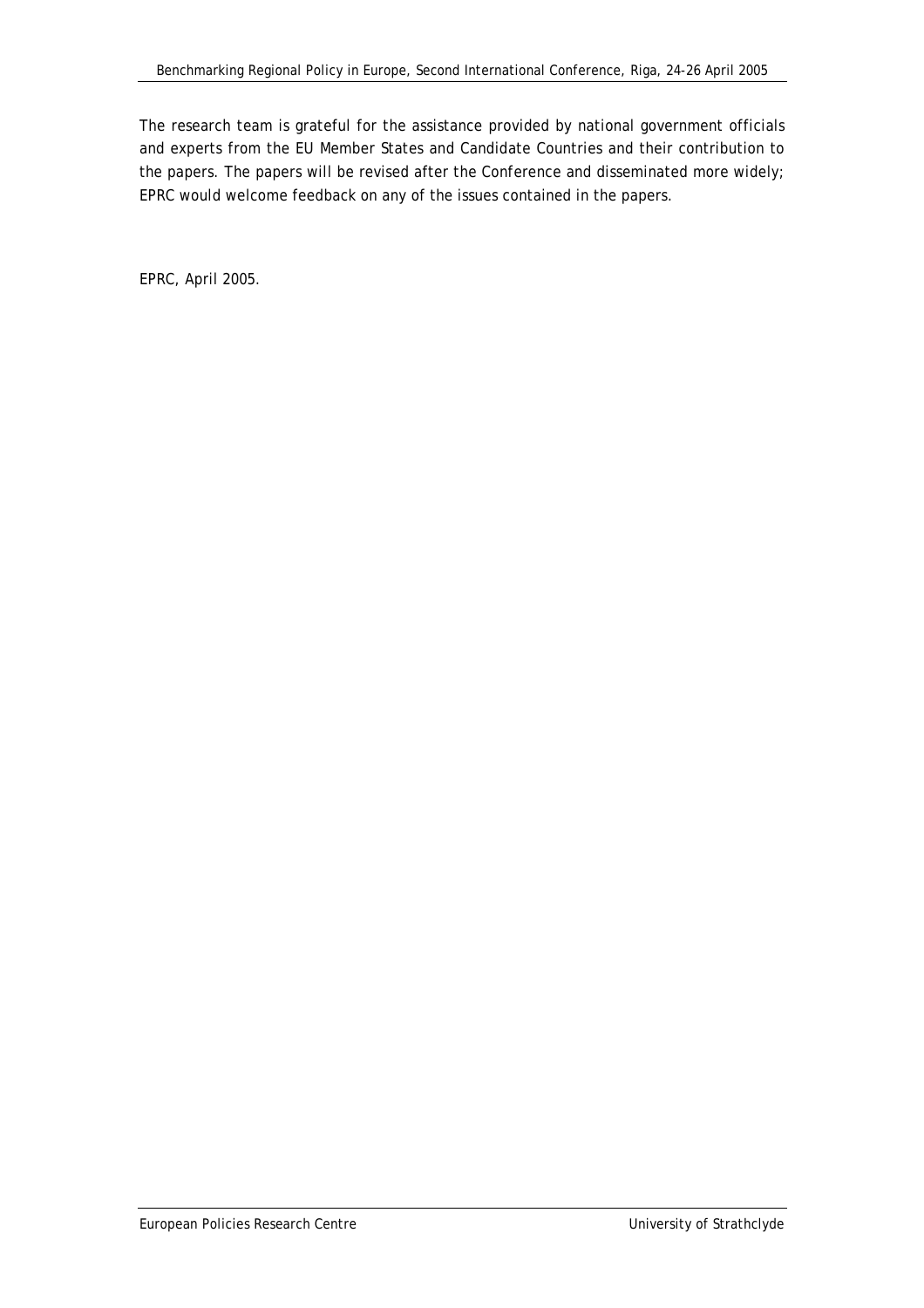The research team is grateful for the assistance provided by national government officials and experts from the EU Member States and Candidate Countries and their contribution to the papers. The papers will be revised after the Conference and disseminated more widely; EPRC would welcome feedback on any of the issues contained in the papers.

EPRC, April 2005.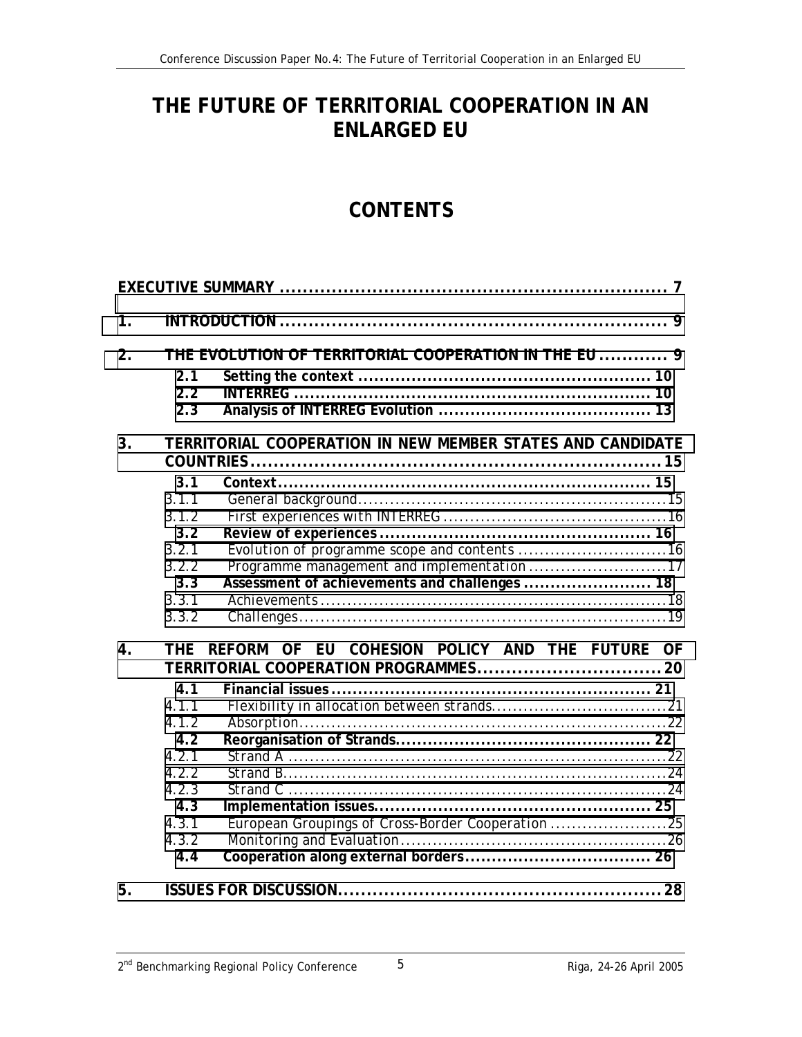# THE FUTURE OF TERRITORIAL COOPERATION IN AN ENLARGED EU

# CONTENTS

**EXECUTIVE SUMMARY .................................................................... 7**

**1. INTRODUCTION .................................................................... 9**

**2. THE EVOLUTION OF TERRITORIAL COOPERATION IN THE EU ............ 9**

- **2.1 Setting the context ...................................................... 10**
- **2.2 INTERREG ................................................................. 10**
- **2.3 Analysis of INTERREG Evolution ........................................ 13**

**3. TERRITORIAL COOPERATION IN NEW MEMBER STATES AND CANDIDATE COUNTRIES ....................................................................... 15**

- **3.1 Context .................................................................... 15**
  - 3.1.1 General background.........................................................15
  - 3.1.2 First experiences with INTERREG .........................................16
- **3.2 Review of experiences .................................................. 16**
  - 3.2.1 Evolution of programme scope and contents ............................16
  - 3.2.2 Programme management and implementation ..........................17
- **3.3 Assessment of achievements and challenges ....................... 18**
  - 3.3.1 Achievements.................................................................18
  - 3.3.2 Challenges.....................................................................19

**4. THE REFORM OF EU COHESION POLICY AND THE FUTURE OF TERRITORIAL COOPERATION PROGRAMMES................................ 20**

- **4.1 Financial issues ........................................................... 21**
  - 4.1.1 Flexibility in allocation between strands.................................21
  - 4.1.2 Absorption.....................................................................22
- **4.2 Reorganisation of Strands............................................... 22**
  - 4.2.1 Strand A .......................................................................22
  - 4.2.2 Strand B........................................................................24
  - 4.2.3 Strand C .......................................................................24
- **4.3 Implementation issues.................................................... 25**
  - 4.3.1 European Groupings of Cross-Border Cooperation ......................25
  - 4.3.2 Monitoring and Evaluation..................................................26
- **4.4 Cooperation along external borders................................... 26**

**5. ISSUES FOR DISCUSSION........................................................ 28**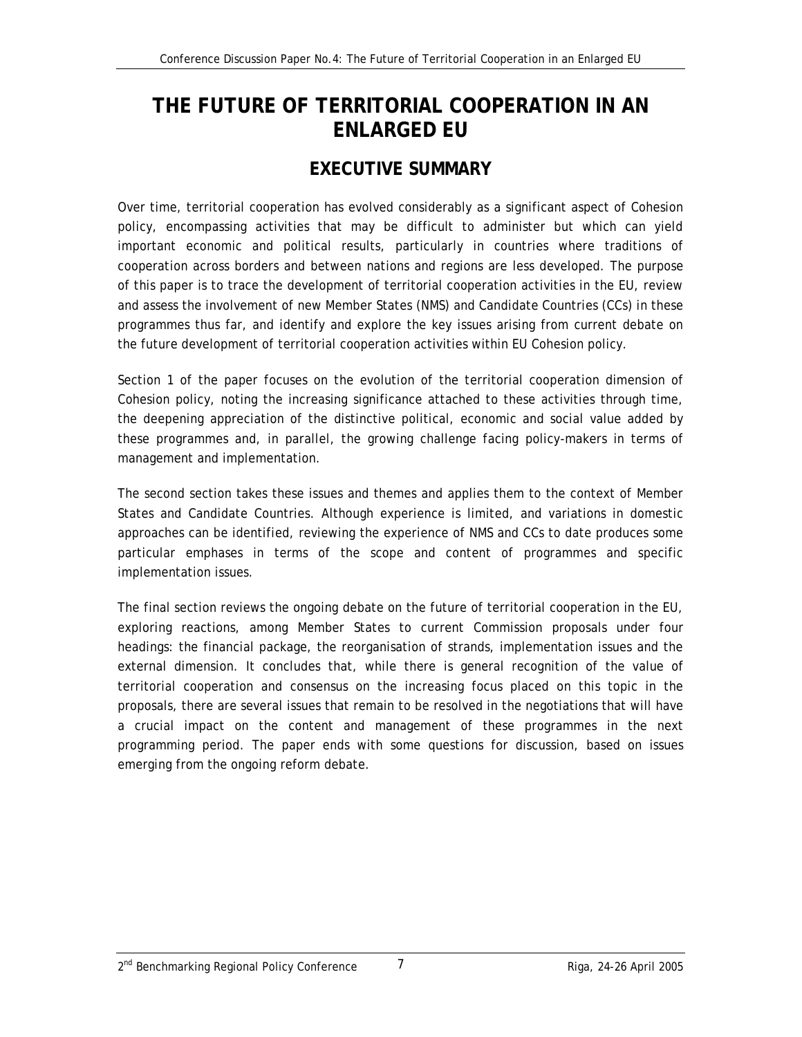# THE FUTURE OF TERRITORIAL COOPERATION IN AN ENLARGED EU

## EXECUTIVE SUMMARY

Over time, territorial cooperation has evolved considerably as a significant aspect of Cohesion policy, encompassing activities that may be difficult to administer but which can yield important economic and political results, particularly in countries where traditions of cooperation across borders and between nations and regions are less developed. The purpose of this paper is to trace the development of territorial cooperation activities in the EU, review and assess the involvement of new Member States (NMS) and Candidate Countries (CCs) in these programmes thus far, and identify and explore the key issues arising from current debate on the future development of territorial cooperation activities within EU Cohesion policy.

Section 1 of the paper focuses on the evolution of the territorial cooperation dimension of Cohesion policy, noting the increasing significance attached to these activities through time, the deepening appreciation of the distinctive political, economic and social value added by these programmes and, in parallel, the growing challenge facing policy-makers in terms of management and implementation.

The second section takes these issues and themes and applies them to the context of Member States and Candidate Countries. Although experience is limited, and variations in domestic approaches can be identified, reviewing the experience of NMS and CCs to date produces some particular emphases in terms of the scope and content of programmes and specific implementation issues.

The final section reviews the ongoing debate on the future of territorial cooperation in the EU, exploring reactions, among Member States to current Commission proposals under four headings: the financial package, the reorganisation of strands, implementation issues and the external dimension. It concludes that, while there is general recognition of the value of territorial cooperation and consensus on the increasing focus placed on this topic in the proposals, there are several issues that remain to be resolved in the negotiations that will have a crucial impact on the content and management of these programmes in the next programming period. The paper ends with some questions for discussion, based on issues emerging from the ongoing reform debate.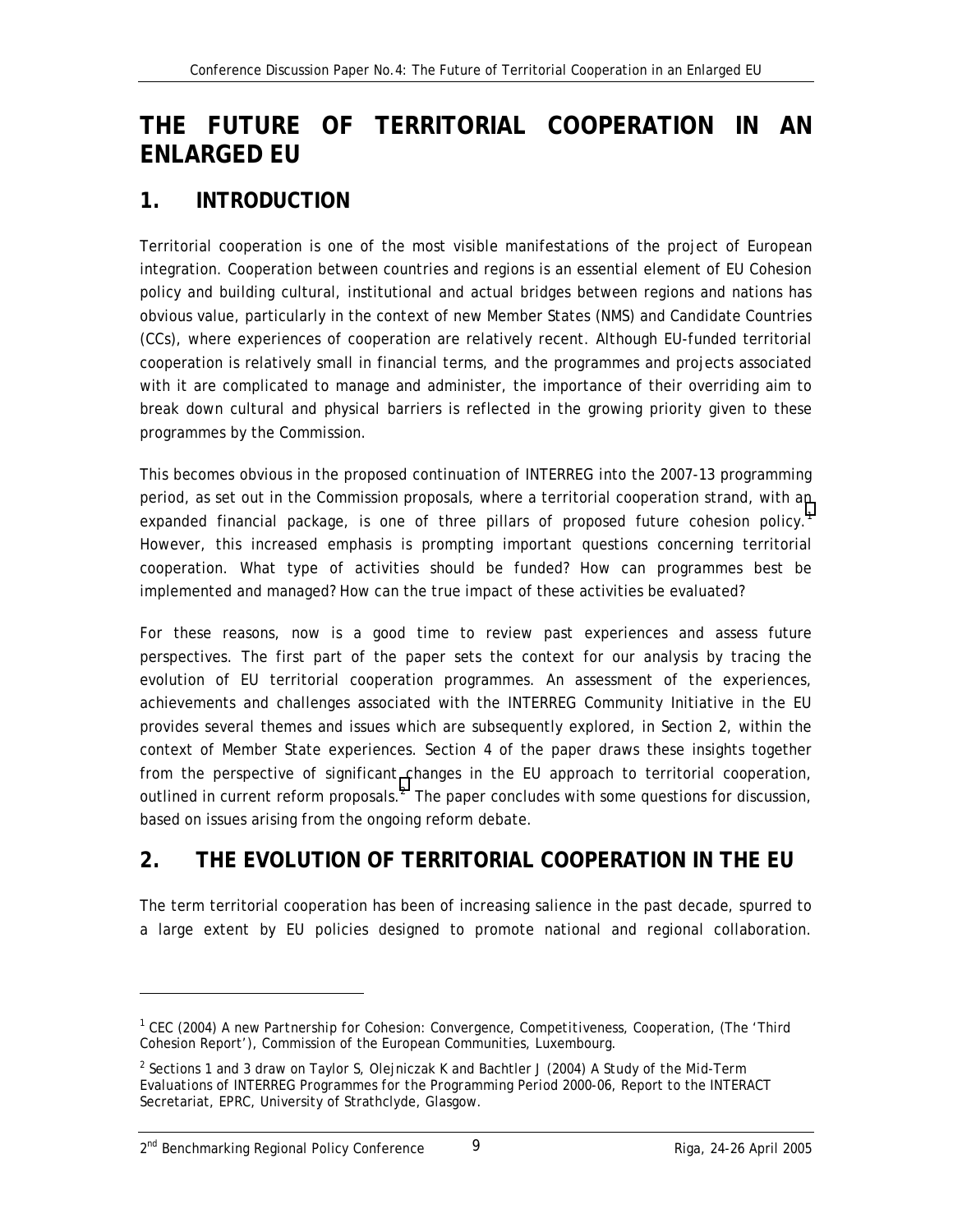# THE FUTURE OF TERRITORIAL COOPERATION IN AN ENLARGED EU

## 1. INTRODUCTION

Territorial cooperation is one of the most visible manifestations of the project of European integration. Cooperation between countries and regions is an essential element of EU Cohesion policy and building cultural, institutional and actual bridges between regions and nations has obvious value, particularly in the context of new Member States (NMS) and Candidate Countries (CCs), where experiences of cooperation are relatively recent. Although EU-funded territorial cooperation is relatively small in financial terms, and the programmes and projects associated with it are complicated to manage and administer, the importance of their overriding aim to break down cultural and physical barriers is reflected in the growing priority given to these programmes by the Commission.

This becomes obvious in the proposed continuation of INTERREG into the 2007-13 programming period, as set out in the Commission proposals, where a territorial cooperation strand, with an expanded financial package, is one of three pillars of proposed future cohesion policy.[1] However, this increased emphasis is prompting important questions concerning territorial cooperation. What type of activities should be funded? How can programmes best be implemented and managed? How can the true impact of these activities be evaluated?

For these reasons, now is a good time to review past experiences and assess future perspectives. The first part of the paper sets the context for our analysis by tracing the evolution of EU territorial cooperation programmes. An assessment of the experiences, achievements and challenges associated with the INTERREG Community Initiative in the EU provides several themes and issues which are subsequently explored, in Section 2, within the context of Member State experiences. Section 4 of the paper draws these insights together from the perspective of significant changes in the EU approach to territorial cooperation, outlined in current reform proposals.[2] The paper concludes with some questions for discussion, based on issues arising from the ongoing reform debate.

## 2. THE EVOLUTION OF TERRITORIAL COOPERATION IN THE EU

The term territorial cooperation has been of increasing salience in the past decade, spurred to a large extent by EU policies designed to promote national and regional collaboration.

---

[1] CEC (2004) *A new Partnership for Cohesion: Convergence, Competitiveness, Cooperation*, (The 'Third Cohesion Report'), Commission of the European Communities, Luxembourg.

[2] Sections 1 and 3 draw on Taylor S, Olejniczak K and Bachtler J (2004) *A Study of the Mid-Term Evaluations of INTERREG Programmes for the Programming Period 2000-06*, Report to the INTERACT Secretariat, EPRC, University of Strathclyde, Glasgow.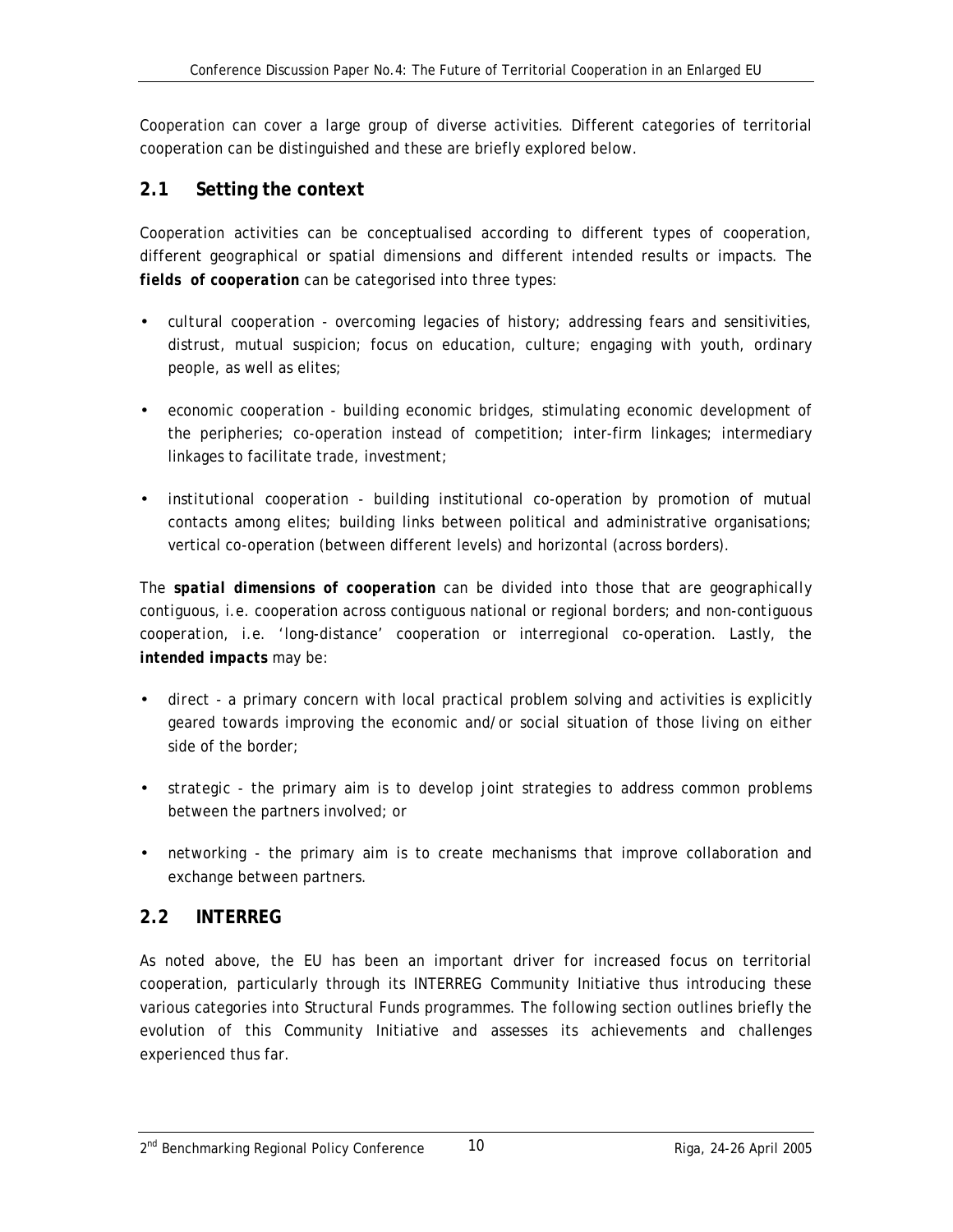Cooperation can cover a large group of diverse activities. Different categories of territorial cooperation can be distinguished and these are briefly explored below.

## 2.1 Setting the context

Cooperation activities can be conceptualised according to different types of cooperation, different geographical or spatial dimensions and different intended results or impacts. The ***fields of cooperation*** can be categorised into three types:

- cultural cooperation - overcoming legacies of history; addressing fears and sensitivities, distrust, mutual suspicion; focus on education, culture; engaging with youth, ordinary people, as well as elites;

- economic cooperation - building economic bridges, stimulating economic development of the peripheries; co-operation instead of competition; inter-firm linkages; intermediary linkages to facilitate trade, investment;

- institutional cooperation - building institutional co-operation by promotion of mutual contacts among elites; building links between political and administrative organisations; vertical co-operation (between different levels) and horizontal (across borders).

The ***spatial dimensions of cooperation*** can be divided into those that are geographically contiguous, i.e. cooperation across contiguous national or regional borders; and non-contiguous cooperation, i.e. 'long-distance' cooperation or interregional co-operation. Lastly, the ***intended impacts*** may be:

- direct - a primary concern with local practical problem solving and activities is explicitly geared towards improving the economic and/or social situation of those living on either side of the border;

- strategic - the primary aim is to develop joint strategies to address common problems between the partners involved; or

- networking - the primary aim is to create mechanisms that improve collaboration and exchange between partners.

## 2.2 INTERREG

As noted above, the EU has been an important driver for increased focus on territorial cooperation, particularly through its INTERREG Community Initiative thus introducing these various categories into Structural Funds programmes. The following section outlines briefly the evolution of this Community Initiative and assesses its achievements and challenges experienced thus far.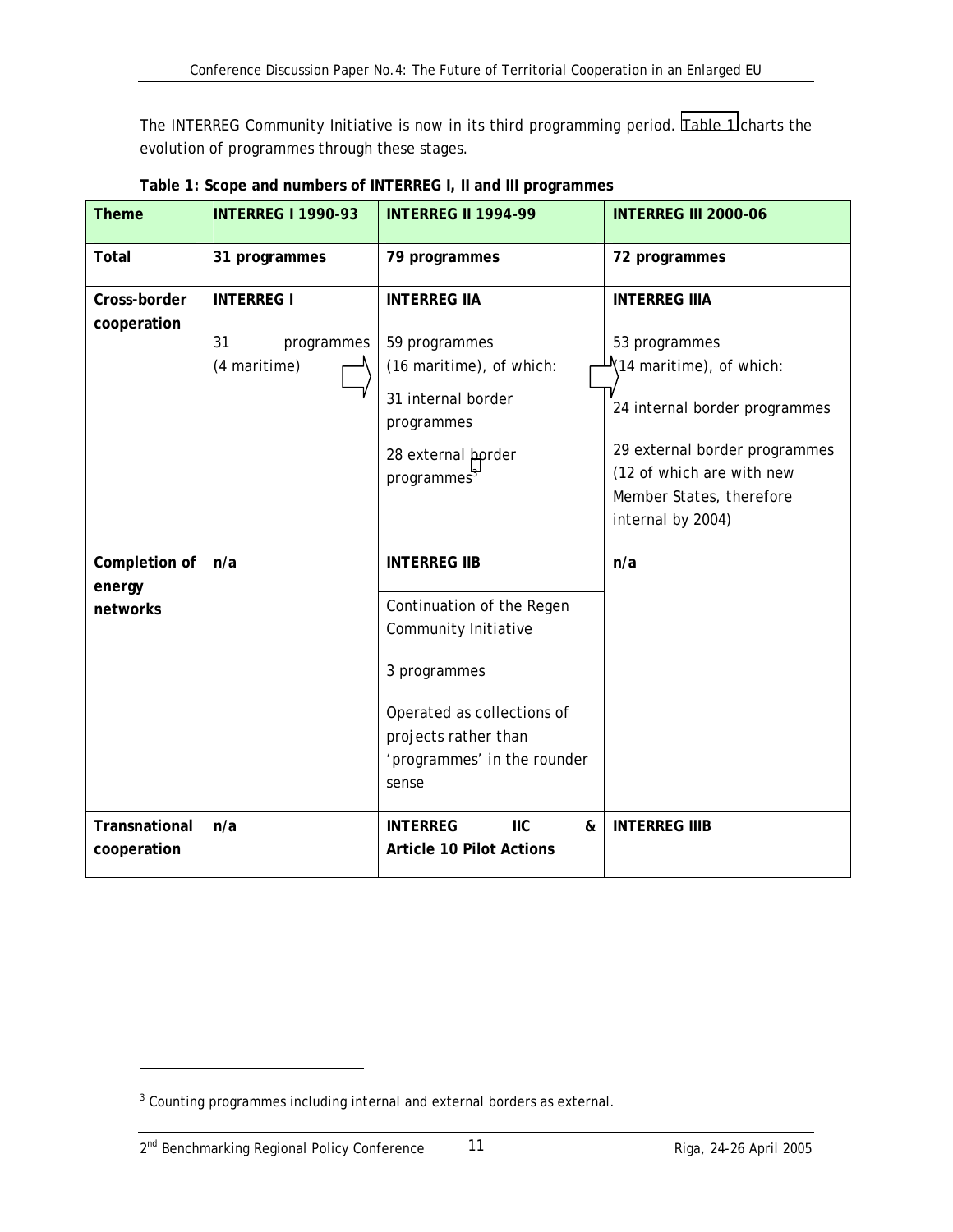The INTERREG Community Initiative is now in its third programming period. Table 1 charts the evolution of programmes through these stages.

**Table 1: Scope and numbers of INTERREG I, II and III programmes**

| Theme | INTERREG I 1990-93 | INTERREG II 1994-99 | INTERREG III 2000-06 |
|---|---|---|---|
| **Total** | **31 programmes** | **79 programmes** | **72 programmes** |
| **Cross-border cooperation** | **INTERREG I** | **INTERREG IIA** | **INTERREG IIIA** |
| | 31 programmes (4 maritime) | 59 programmes (16 maritime), of which: 31 internal border programmes 28 external border programmes[3] | 53 programmes (14 maritime), of which: 24 internal border programmes 29 external border programmes (12 of which are with new Member States, therefore internal by 2004) |
| **Completion of energy networks** | **n/a** | **INTERREG IIB** | **n/a** |
| | | Continuation of the Regen Community Initiative 3 programmes Operated as collections of projects rather than 'programmes' in the rounder sense | |
| **Transnational cooperation** | **n/a** | **INTERREG IIC & Article 10 Pilot Actions** | **INTERREG IIIB** |

[3] Counting programmes including internal and external borders as external.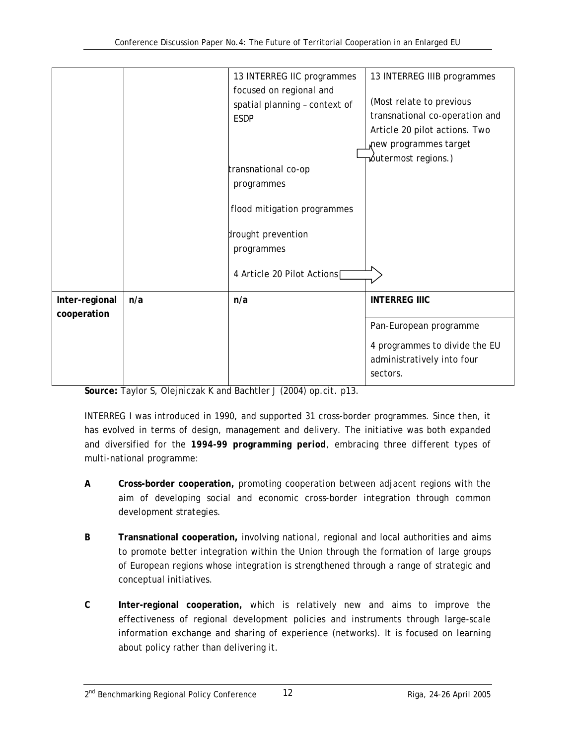|  |  |  |  |
| --- | --- | --- | --- |
|  |  | 13 INTERREG IIC programmes focused on regional and spatial planning – context of ESDP<br><br>transnational co-op programmes<br><br>flood mitigation programmes<br><br>drought prevention programmes<br><br>4 Article 20 Pilot Actions | 13 INTERREG IIIB programmes<br><br>(Most relate to previous transnational co-operation and Article 20 pilot actions. Two new programmes target outermost regions.) |
| **Inter-regional cooperation** | **n/a** | **n/a** | **INTERREG IIIC**<br><br>Pan-European programme<br><br>4 programmes to divide the EU administratively into four sectors. |

**Source:** Taylor S, Olejniczak K and Bachtler J (2004) op.cit. p13.

INTERREG I was introduced in 1990, and supported 31 cross-border programmes. Since then, it has evolved in terms of design, management and delivery. The initiative was both expanded and diversified for the ***1994-99 programming period***, embracing three different types of multi-national programme:

- **A** **Cross-border cooperation,** promoting cooperation between adjacent regions with the aim of developing social and economic cross-border integration through common development strategies.
- **B** **Transnational cooperation,** involving national, regional and local authorities and aims to promote better integration within the Union through the formation of large groups of European regions whose integration is strengthened through a range of strategic and conceptual initiatives.
- **C** **Inter-regional cooperation,** which is relatively new and aims to improve the effectiveness of regional development policies and instruments through large-scale information exchange and sharing of experience (networks). It is focused on learning about policy rather than delivering it.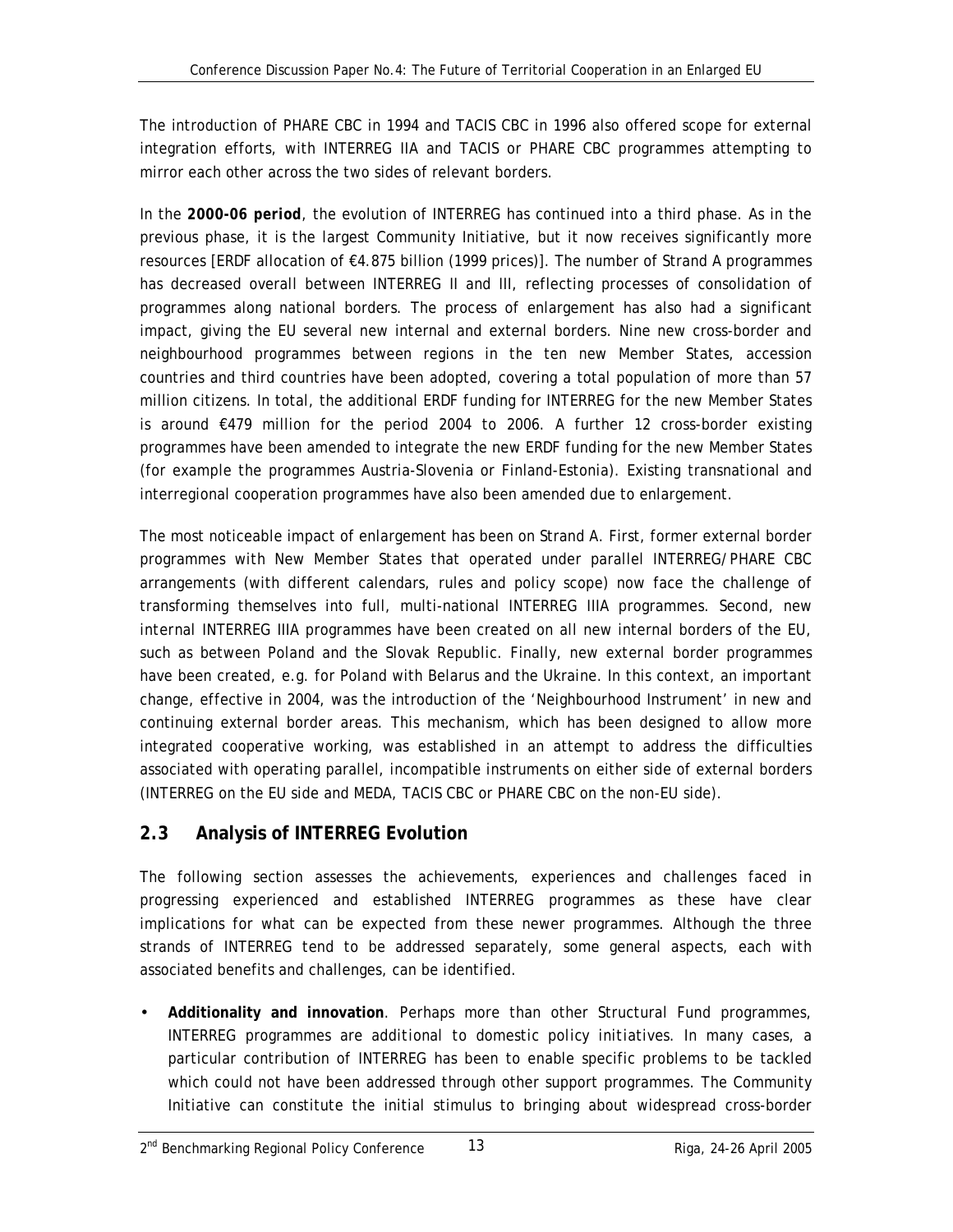The introduction of PHARE CBC in 1994 and TACIS CBC in 1996 also offered scope for external integration efforts, with INTERREG IIA and TACIS or PHARE CBC programmes attempting to mirror each other across the two sides of relevant borders.

In the **2000-06 period**, the evolution of INTERREG has continued into a third phase. As in the previous phase, it is the largest Community Initiative, but it now receives significantly more resources [ERDF allocation of €4.875 billion (1999 prices)]. The number of Strand A programmes has decreased overall between INTERREG II and III, reflecting processes of consolidation of programmes along national borders. The process of enlargement has also had a significant impact, giving the EU several new internal and external borders. Nine new cross-border and neighbourhood programmes between regions in the ten new Member States, accession countries and third countries have been adopted, covering a total population of more than 57 million citizens. In total, the additional ERDF funding for INTERREG for the new Member States is around €479 million for the period 2004 to 2006. A further 12 cross-border existing programmes have been amended to integrate the new ERDF funding for the new Member States (for example the programmes Austria-Slovenia or Finland-Estonia). Existing transnational and interregional cooperation programmes have also been amended due to enlargement.

The most noticeable impact of enlargement has been on Strand A. First, former external border programmes with New Member States that operated under parallel INTERREG/PHARE CBC arrangements (with different calendars, rules and policy scope) now face the challenge of transforming themselves into full, multi-national INTERREG IIIA programmes. Second, new internal INTERREG IIIA programmes have been created on all new internal borders of the EU, such as between Poland and the Slovak Republic. Finally, new external border programmes have been created, e.g. for Poland with Belarus and the Ukraine. In this context, an important change, effective in 2004, was the introduction of the 'Neighbourhood Instrument' in new and continuing external border areas. This mechanism, which has been designed to allow more integrated cooperative working, was established in an attempt to address the difficulties associated with operating parallel, incompatible instruments on either side of external borders (INTERREG on the EU side and MEDA, TACIS CBC or PHARE CBC on the non-EU side).

## 2.3 Analysis of INTERREG Evolution

The following section assesses the achievements, experiences and challenges faced in progressing experienced and established INTERREG programmes as these have clear implications for what can be expected from these newer programmes. Although the three strands of INTERREG tend to be addressed separately, some general aspects, each with associated benefits and challenges, can be identified.

- **Additionality and innovation**. Perhaps more than other Structural Fund programmes, INTERREG programmes are additional to domestic policy initiatives. In many cases, a particular contribution of INTERREG has been to enable specific problems to be tackled which could not have been addressed through other support programmes. The Community Initiative can constitute the initial stimulus to bringing about widespread cross-border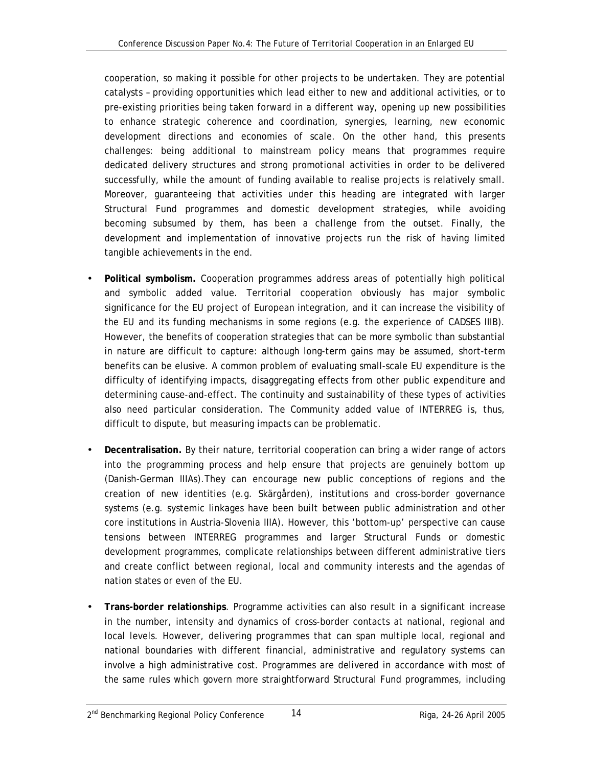cooperation, so making it possible for other projects to be undertaken. They are potential catalysts – providing opportunities which lead either to new and additional activities, or to pre-existing priorities being taken forward in a different way, opening up new possibilities to enhance strategic coherence and coordination, synergies, learning, new economic development directions and economies of scale. On the other hand, this presents challenges: being additional to mainstream policy means that programmes require dedicated delivery structures and strong promotional activities in order to be delivered successfully, while the amount of funding available to realise projects is relatively small. Moreover, guaranteeing that activities under this heading are integrated with larger Structural Fund programmes and domestic development strategies, while avoiding becoming subsumed by them, has been a challenge from the outset. Finally, the development and implementation of innovative projects run the risk of having limited tangible achievements in the end.

- **Political symbolism.** Cooperation programmes address areas of potentially high political and symbolic added value. Territorial cooperation obviously has major symbolic significance for the EU project of European integration, and it can increase the visibility of the EU and its funding mechanisms in some regions (e.g. the experience of CADSES IIIB). However, the benefits of cooperation strategies that can be more symbolic than substantial in nature are difficult to capture: although long-term gains may be assumed, short-term benefits can be elusive. A common problem of evaluating small-scale EU expenditure is the difficulty of identifying impacts, disaggregating effects from other public expenditure and determining cause-and-effect. The continuity and sustainability of these types of activities also need particular consideration. The Community added value of INTERREG is, thus, difficult to dispute, but measuring impacts can be problematic.

- **Decentralisation.** By their nature, territorial cooperation can bring a wider range of actors into the programming process and help ensure that projects are genuinely bottom up (Danish-German IIIAs).They can encourage new public conceptions of regions and the creation of new identities (e.g. Skärgården), institutions and cross-border governance systems (e.g. systemic linkages have been built between public administration and other core institutions in Austria-Slovenia IIIA). However, this 'bottom-up' perspective can cause tensions between INTERREG programmes and larger Structural Funds or domestic development programmes, complicate relationships between different administrative tiers and create conflict between regional, local and community interests and the agendas of nation states or even of the EU.

- **Trans-border relationships**. Programme activities can also result in a significant increase in the number, intensity and dynamics of cross-border contacts at national, regional and local levels. However, delivering programmes that can span multiple local, regional and national boundaries with different financial, administrative and regulatory systems can involve a high administrative cost. Programmes are delivered in accordance with most of the same rules which govern more straightforward Structural Fund programmes, including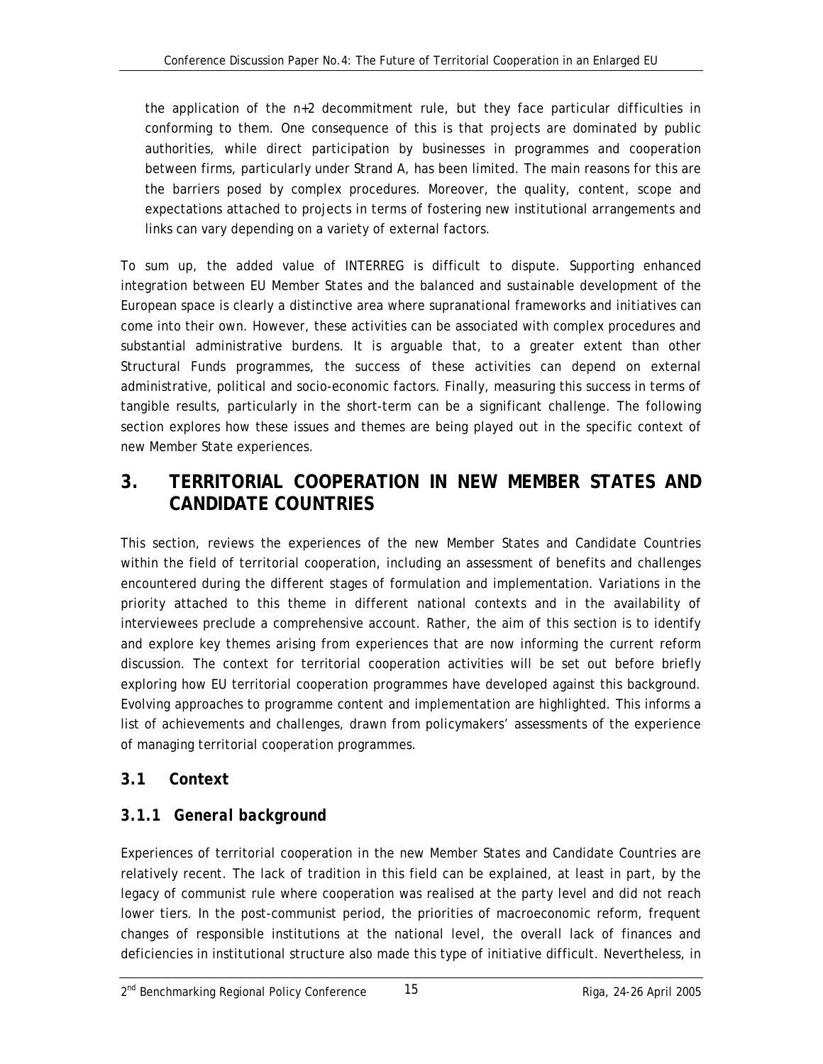the application of the n+2 decommitment rule, but they face particular difficulties in conforming to them. One consequence of this is that projects are dominated by public authorities, while direct participation by businesses in programmes and cooperation between firms, particularly under Strand A, has been limited. The main reasons for this are the barriers posed by complex procedures. Moreover, the quality, content, scope and expectations attached to projects in terms of fostering new institutional arrangements and links can vary depending on a variety of external factors.

To sum up, the added value of INTERREG is difficult to dispute. Supporting enhanced integration between EU Member States and the balanced and sustainable development of the European space is clearly a distinctive area where supranational frameworks and initiatives can come into their own. However, these activities can be associated with complex procedures and substantial administrative burdens. It is arguable that, to a greater extent than other Structural Funds programmes, the success of these activities can depend on external administrative, political and socio-economic factors. Finally, measuring this success in terms of tangible results, particularly in the short-term can be a significant challenge. The following section explores how these issues and themes are being played out in the specific context of new Member State experiences.

# 3. TERRITORIAL COOPERATION IN NEW MEMBER STATES AND CANDIDATE COUNTRIES

This section, reviews the experiences of the new Member States and Candidate Countries within the field of territorial cooperation, including an assessment of benefits and challenges encountered during the different stages of formulation and implementation. Variations in the priority attached to this theme in different national contexts and in the availability of interviewees preclude a comprehensive account. Rather, the aim of this section is to identify and explore key themes arising from experiences that are now informing the current reform discussion. The context for territorial cooperation activities will be set out before briefly exploring how EU territorial cooperation programmes have developed against this background. Evolving approaches to programme content and implementation are highlighted. This informs a list of achievements and challenges, drawn from policymakers' assessments of the experience of managing territorial cooperation programmes.

## 3.1 Context

### 3.1.1 General background

Experiences of territorial cooperation in the new Member States and Candidate Countries are relatively recent. The lack of tradition in this field can be explained, at least in part, by the legacy of communist rule where cooperation was realised at the party level and did not reach lower tiers. In the post-communist period, the priorities of macroeconomic reform, frequent changes of responsible institutions at the national level, the overall lack of finances and deficiencies in institutional structure also made this type of initiative difficult. Nevertheless, in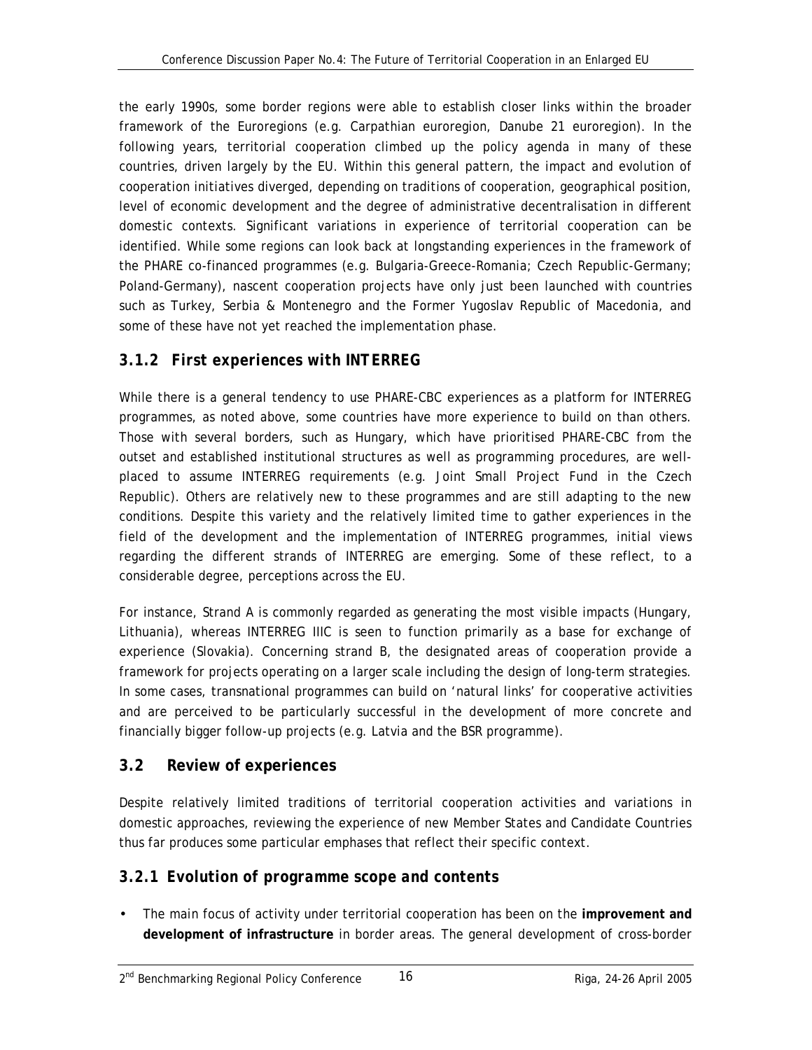the early 1990s, some border regions were able to establish closer links within the broader framework of the Euroregions (e.g. Carpathian euroregion, Danube 21 euroregion). In the following years, territorial cooperation climbed up the policy agenda in many of these countries, driven largely by the EU. Within this general pattern, the impact and evolution of cooperation initiatives diverged, depending on traditions of cooperation, geographical position, level of economic development and the degree of administrative decentralisation in different domestic contexts. Significant variations in experience of territorial cooperation can be identified. While some regions can look back at longstanding experiences in the framework of the PHARE co-financed programmes (e.g. Bulgaria-Greece-Romania; Czech Republic-Germany; Poland-Germany), nascent cooperation projects have only just been launched with countries such as Turkey, Serbia & Montenegro and the Former Yugoslav Republic of Macedonia, and some of these have not yet reached the implementation phase.

### 3.1.2 First experiences with INTERREG

While there is a general tendency to use PHARE-CBC experiences as a platform for INTERREG programmes, as noted above, some countries have more experience to build on than others. Those with several borders, such as Hungary, which have prioritised PHARE-CBC from the outset and established institutional structures as well as programming procedures, are well-placed to assume INTERREG requirements (e.g. Joint Small Project Fund in the Czech Republic). Others are relatively new to these programmes and are still adapting to the new conditions. Despite this variety and the relatively limited time to gather experiences in the field of the development and the implementation of INTERREG programmes, initial views regarding the different strands of INTERREG are emerging. Some of these reflect, to a considerable degree, perceptions across the EU.

For instance, Strand A is commonly regarded as generating the most visible impacts (Hungary, Lithuania), whereas INTERREG IIIC is seen to function primarily as a base for exchange of experience (Slovakia). Concerning strand B, the designated areas of cooperation provide a framework for projects operating on a larger scale including the design of long-term strategies. In some cases, transnational programmes can build on 'natural links' for cooperative activities and are perceived to be particularly successful in the development of more concrete and financially bigger follow-up projects (e.g. Latvia and the BSR programme).

## 3.2 Review of experiences

Despite relatively limited traditions of territorial cooperation activities and variations in domestic approaches, reviewing the experience of new Member States and Candidate Countries thus far produces some particular emphases that reflect their specific context.

### 3.2.1 Evolution of programme scope and contents

- The main focus of activity under territorial cooperation has been on the **improvement and development of infrastructure** in border areas. The general development of cross-border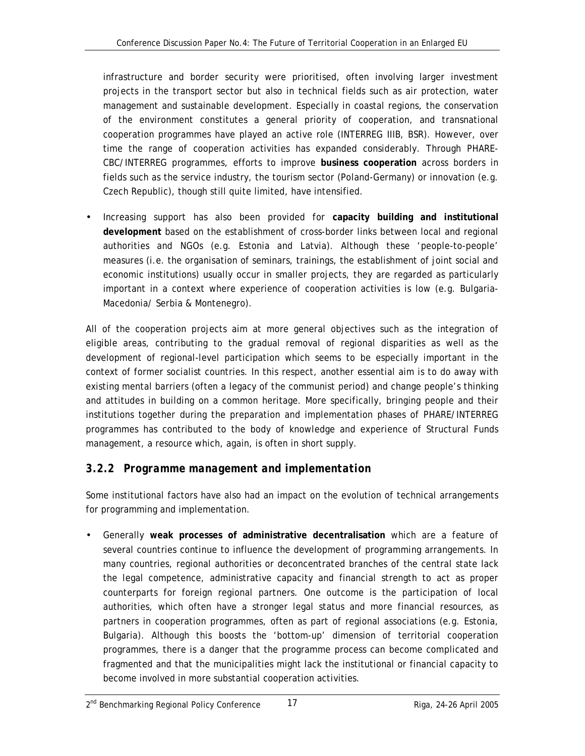infrastructure and border security were prioritised, often involving larger investment projects in the transport sector but also in technical fields such as air protection, water management and sustainable development. Especially in coastal regions, the conservation of the environment constitutes a general priority of cooperation, and transnational cooperation programmes have played an active role (INTERREG IIIB, BSR). However, over time the range of cooperation activities has expanded considerably. Through PHARE-CBC/INTERREG programmes, efforts to improve **business cooperation** across borders in fields such as the service industry, the tourism sector (Poland-Germany) or innovation (e.g. Czech Republic), though still quite limited, have intensified.

- Increasing support has also been provided for **capacity building and institutional development** based on the establishment of cross-border links between local and regional authorities and NGOs (e.g. Estonia and Latvia). Although these 'people-to-people' measures (i.e. the organisation of seminars, trainings, the establishment of joint social and economic institutions) usually occur in smaller projects, they are regarded as particularly important in a context where experience of cooperation activities is low (e.g. Bulgaria-Macedonia/ Serbia & Montenegro).

All of the cooperation projects aim at more general objectives such as the integration of eligible areas, contributing to the gradual removal of regional disparities as well as the development of regional-level participation which seems to be especially important in the context of former socialist countries. In this respect, another essential aim is to do away with existing mental barriers (often a legacy of the communist period) and change people's thinking and attitudes in building on a common heritage. More specifically, bringing people and their institutions together during the preparation and implementation phases of PHARE/INTERREG programmes has contributed to the body of knowledge and experience of Structural Funds management, a resource which, again, is often in short supply.

### *3.2.2 Programme management and implementation*

Some institutional factors have also had an impact on the evolution of technical arrangements for programming and implementation.

- Generally **weak processes of administrative decentralisation** which are a feature of several countries continue to influence the development of programming arrangements. In many countries, regional authorities or deconcentrated branches of the central state lack the legal competence, administrative capacity and financial strength to act as proper counterparts for foreign regional partners. One outcome is the participation of local authorities, which often have a stronger legal status and more financial resources, as partners in cooperation programmes, often as part of regional associations (e.g. Estonia, Bulgaria). Although this boosts the 'bottom-up' dimension of territorial cooperation programmes, there is a danger that the programme process can become complicated and fragmented and that the municipalities might lack the institutional or financial capacity to become involved in more substantial cooperation activities.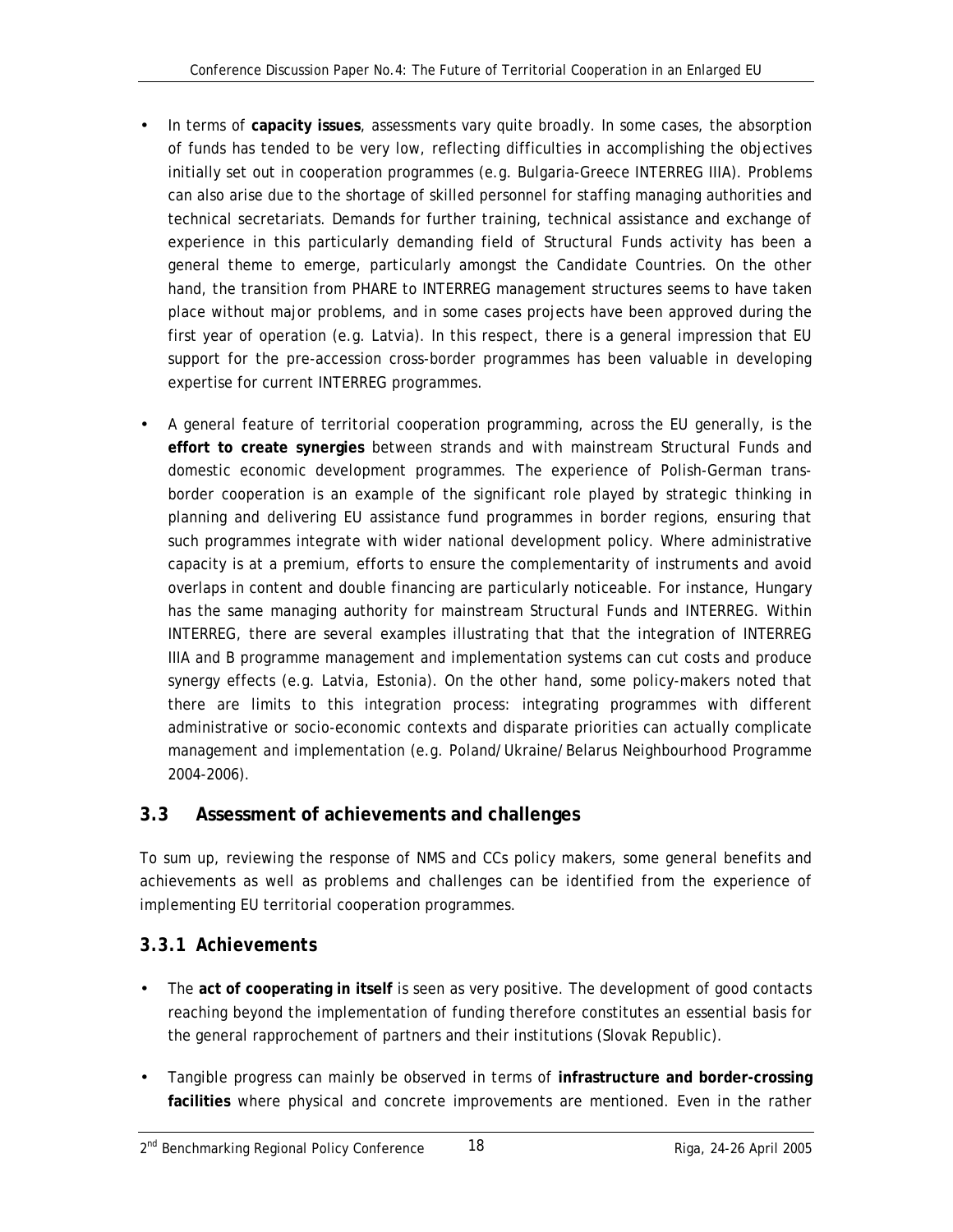- In terms of **capacity issues**, assessments vary quite broadly. In some cases, the absorption of funds has tended to be very low, reflecting difficulties in accomplishing the objectives initially set out in cooperation programmes (e.g. Bulgaria-Greece INTERREG IIIA). Problems can also arise due to the shortage of skilled personnel for staffing managing authorities and technical secretariats. Demands for further training, technical assistance and exchange of experience in this particularly demanding field of Structural Funds activity has been a general theme to emerge, particularly amongst the Candidate Countries. On the other hand, the transition from PHARE to INTERREG management structures seems to have taken place without major problems, and in some cases projects have been approved during the first year of operation (e.g. Latvia). In this respect, there is a general impression that EU support for the pre-accession cross-border programmes has been valuable in developing expertise for current INTERREG programmes.

- A general feature of territorial cooperation programming, across the EU generally, is the **effort to create synergies** between strands and with mainstream Structural Funds and domestic economic development programmes. The experience of Polish-German trans-border cooperation is an example of the significant role played by strategic thinking in planning and delivering EU assistance fund programmes in border regions, ensuring that such programmes integrate with wider national development policy. Where administrative capacity is at a premium, efforts to ensure the complementarity of instruments and avoid overlaps in content and double financing are particularly noticeable. For instance, Hungary has the same managing authority for mainstream Structural Funds and INTERREG. Within INTERREG, there are several examples illustrating that that the integration of INTERREG IIIA and B programme management and implementation systems can cut costs and produce synergy effects (e.g. Latvia, Estonia). On the other hand, some policy-makers noted that there are limits to this integration process: integrating programmes with different administrative or socio-economic contexts and disparate priorities can actually complicate management and implementation (e.g. Poland/Ukraine/Belarus Neighbourhood Programme 2004-2006).

## 3.3 Assessment of achievements and challenges

To sum up, reviewing the response of NMS and CCs policy makers, some general benefits and achievements as well as problems and challenges can be identified from the experience of implementing EU territorial cooperation programmes.

### 3.3.1 Achievements

- The **act of cooperating in itself** is seen as very positive. The development of good contacts reaching beyond the implementation of funding therefore constitutes an essential basis for the general rapprochement of partners and their institutions (Slovak Republic).

- Tangible progress can mainly be observed in terms of **infrastructure and border-crossing facilities** where physical and concrete improvements are mentioned. Even in the rather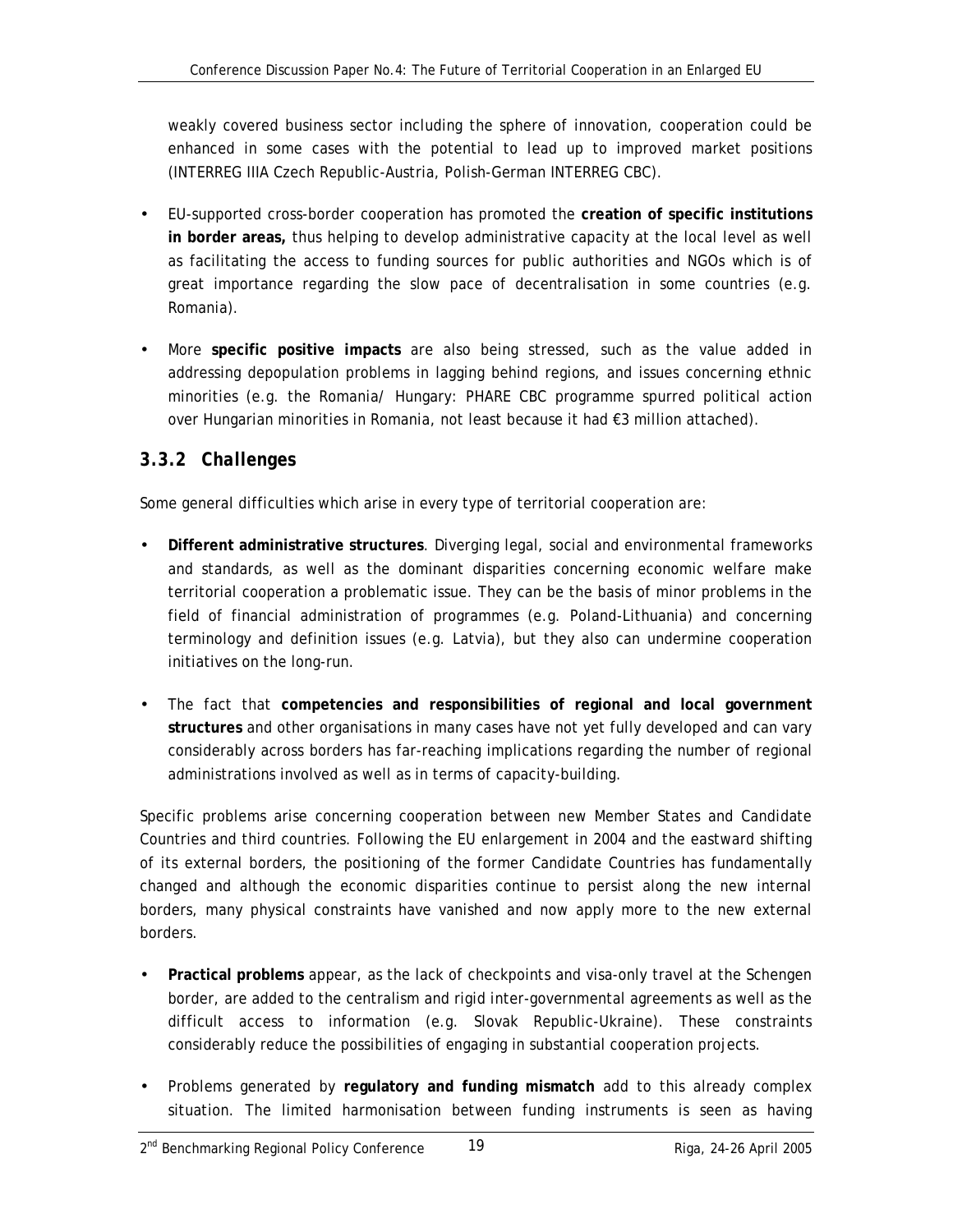weakly covered business sector including the sphere of innovation, cooperation could be enhanced in some cases with the potential to lead up to improved market positions (INTERREG IIIA Czech Republic-Austria, Polish-German INTERREG CBC).

- EU-supported cross-border cooperation has promoted the **creation of specific institutions in border areas,** thus helping to develop administrative capacity at the local level as well as facilitating the access to funding sources for public authorities and NGOs which is of great importance regarding the slow pace of decentralisation in some countries (e.g. Romania).

- More **specific positive impacts** are also being stressed, such as the value added in addressing depopulation problems in lagging behind regions, and issues concerning ethnic minorities (e.g. the Romania/ Hungary: PHARE CBC programme spurred political action over Hungarian minorities in Romania, not least because it had €3 million attached).

### *3.3.2 Challenges*

Some general difficulties which arise in every type of territorial cooperation are:

- **Different administrative structures**. Diverging legal, social and environmental frameworks and standards, as well as the dominant disparities concerning economic welfare make territorial cooperation a problematic issue. They can be the basis of minor problems in the field of financial administration of programmes (e.g. Poland-Lithuania) and concerning terminology and definition issues (e.g. Latvia), but they also can undermine cooperation initiatives on the long-run.

- The fact that **competencies and responsibilities of regional and local government structures** and other organisations in many cases have not yet fully developed and can vary considerably across borders has far-reaching implications regarding the number of regional administrations involved as well as in terms of capacity-building.

Specific problems arise concerning cooperation between new Member States and Candidate Countries and third countries. Following the EU enlargement in 2004 and the eastward shifting of its external borders, the positioning of the former Candidate Countries has fundamentally changed and although the economic disparities continue to persist along the new internal borders, many physical constraints have vanished and now apply more to the new external borders.

- **Practical problems** appear, as the lack of checkpoints and visa-only travel at the Schengen border, are added to the centralism and rigid inter-governmental agreements as well as the difficult access to information (e.g. Slovak Republic-Ukraine). These constraints considerably reduce the possibilities of engaging in substantial cooperation projects.

- Problems generated by **regulatory and funding mismatch** add to this already complex situation. The limited harmonisation between funding instruments is seen as having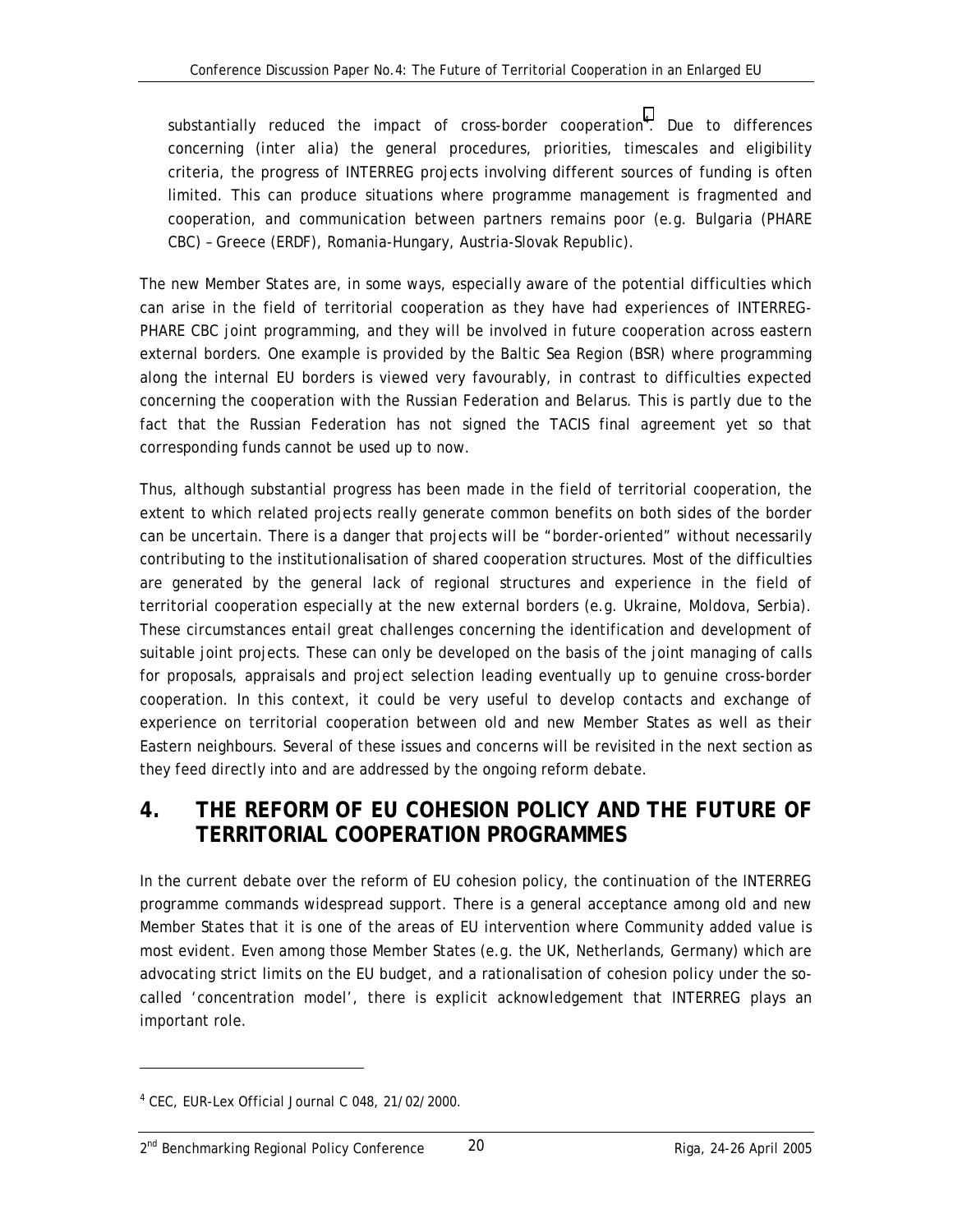substantially reduced the impact of cross-border cooperation[4]. Due to differences concerning (inter alia) the general procedures, priorities, timescales and eligibility criteria, the progress of INTERREG projects involving different sources of funding is often limited. This can produce situations where programme management is fragmented and cooperation, and communication between partners remains poor (e.g. Bulgaria (PHARE CBC) – Greece (ERDF), Romania-Hungary, Austria-Slovak Republic).

The new Member States are, in some ways, especially aware of the potential difficulties which can arise in the field of territorial cooperation as they have had experiences of INTERREG-PHARE CBC joint programming, and they will be involved in future cooperation across eastern external borders. One example is provided by the Baltic Sea Region (BSR) where programming along the internal EU borders is viewed very favourably, in contrast to difficulties expected concerning the cooperation with the Russian Federation and Belarus. This is partly due to the fact that the Russian Federation has not signed the TACIS final agreement yet so that corresponding funds cannot be used up to now.

Thus, although substantial progress has been made in the field of territorial cooperation, the extent to which related projects really generate common benefits on both sides of the border can be uncertain. There is a danger that projects will be "border-oriented" without necessarily contributing to the institutionalisation of shared cooperation structures. Most of the difficulties are generated by the general lack of regional structures and experience in the field of territorial cooperation especially at the new external borders (e.g. Ukraine, Moldova, Serbia). These circumstances entail great challenges concerning the identification and development of suitable joint projects. These can only be developed on the basis of the joint managing of calls for proposals, appraisals and project selection leading eventually up to genuine cross-border cooperation. In this context, it could be very useful to develop contacts and exchange of experience on territorial cooperation between old and new Member States as well as their Eastern neighbours. Several of these issues and concerns will be revisited in the next section as they feed directly into and are addressed by the ongoing reform debate.

## 4. THE REFORM OF EU COHESION POLICY AND THE FUTURE OF TERRITORIAL COOPERATION PROGRAMMES

In the current debate over the reform of EU cohesion policy, the continuation of the INTERREG programme commands widespread support. There is a general acceptance among old and new Member States that it is one of the areas of EU intervention where Community added value is most evident. Even among those Member States (e.g. the UK, Netherlands, Germany) which are advocating strict limits on the EU budget, and a rationalisation of cohesion policy under the so-called 'concentration model', there is explicit acknowledgement that INTERREG plays an important role.

[4] CEC, EUR-Lex Official Journal C 048, 21/02/2000.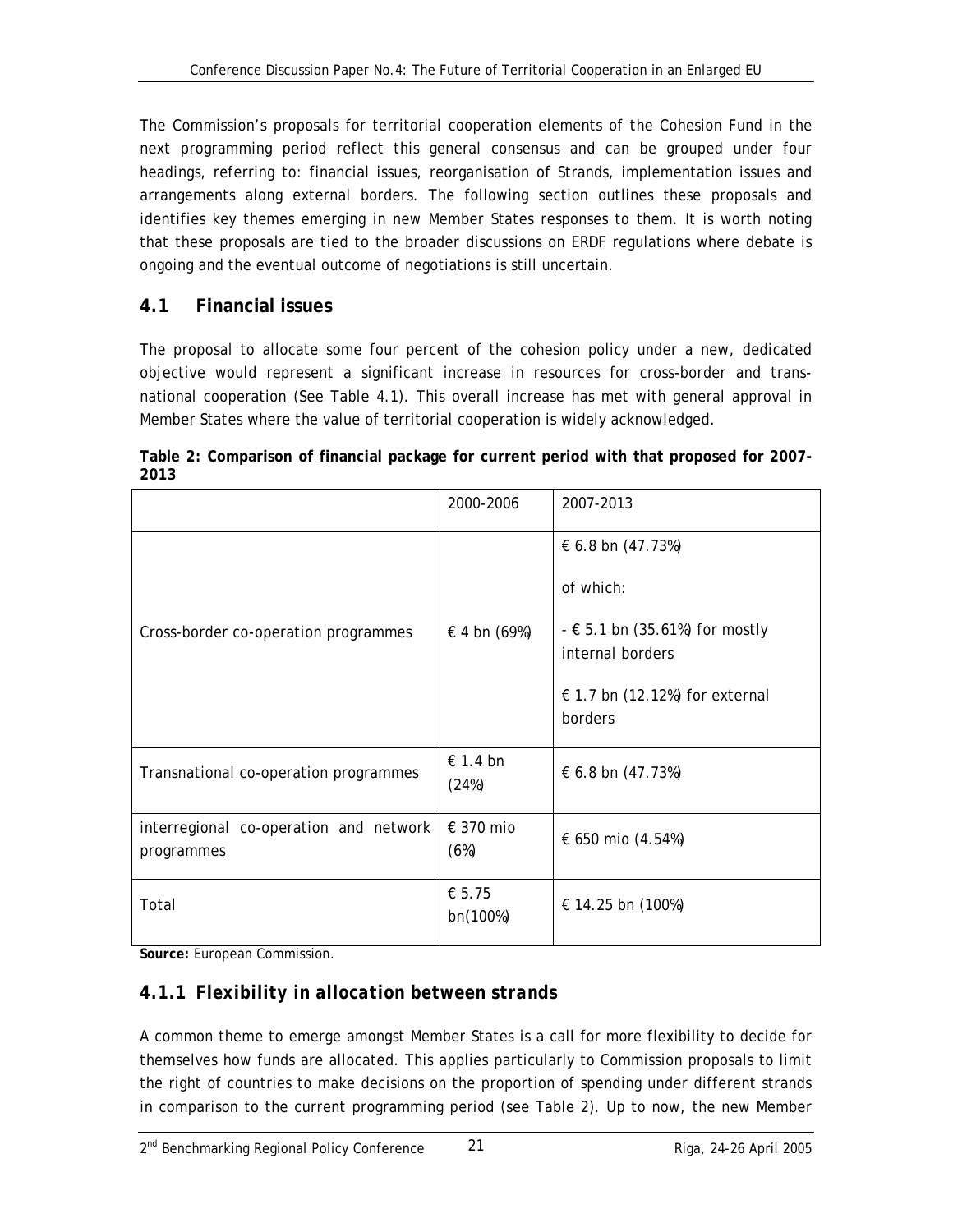The Commission's proposals for territorial cooperation elements of the Cohesion Fund in the next programming period reflect this general consensus and can be grouped under four headings, referring to: financial issues, reorganisation of Strands, implementation issues and arrangements along external borders. The following section outlines these proposals and identifies key themes emerging in new Member States responses to them. It is worth noting that these proposals are tied to the broader discussions on ERDF regulations where debate is ongoing and the eventual outcome of negotiations is still uncertain.

## 4.1 Financial issues

The proposal to allocate some four percent of the cohesion policy under a new, dedicated objective would represent a significant increase in resources for cross-border and transnational cooperation (See Table 4.1). This overall increase has met with general approval in Member States where the value of territorial cooperation is widely acknowledged.

**Table 2: Comparison of financial package for current period with that proposed for 2007-2013**

| | 2000-2006 | 2007-2013 |
|---|---|---|
| Cross-border co-operation programmes | € 4 bn (69%) | € 6.8 bn (47.73%)<br><br>of which:<br><br>- € 5.1 bn (35.61%) for mostly internal borders<br><br>€ 1.7 bn (12.12%) for external borders |
| Transnational co-operation programmes | € 1.4 bn (24%) | € 6.8 bn (47.73%) |
| interregional co-operation and network programmes | € 370 mio (6%) | € 650 mio (4.54%) |
| Total | € 5.75 bn(100%) | € 14.25 bn (100%) |

**Source:** European Commission.

### *4.1.1 Flexibility in allocation between strands*

A common theme to emerge amongst Member States is a call for more flexibility to decide for themselves how funds are allocated. This applies particularly to Commission proposals to limit the right of countries to make decisions on the proportion of spending under different strands in comparison to the current programming period (see Table 2). Up to now, the new Member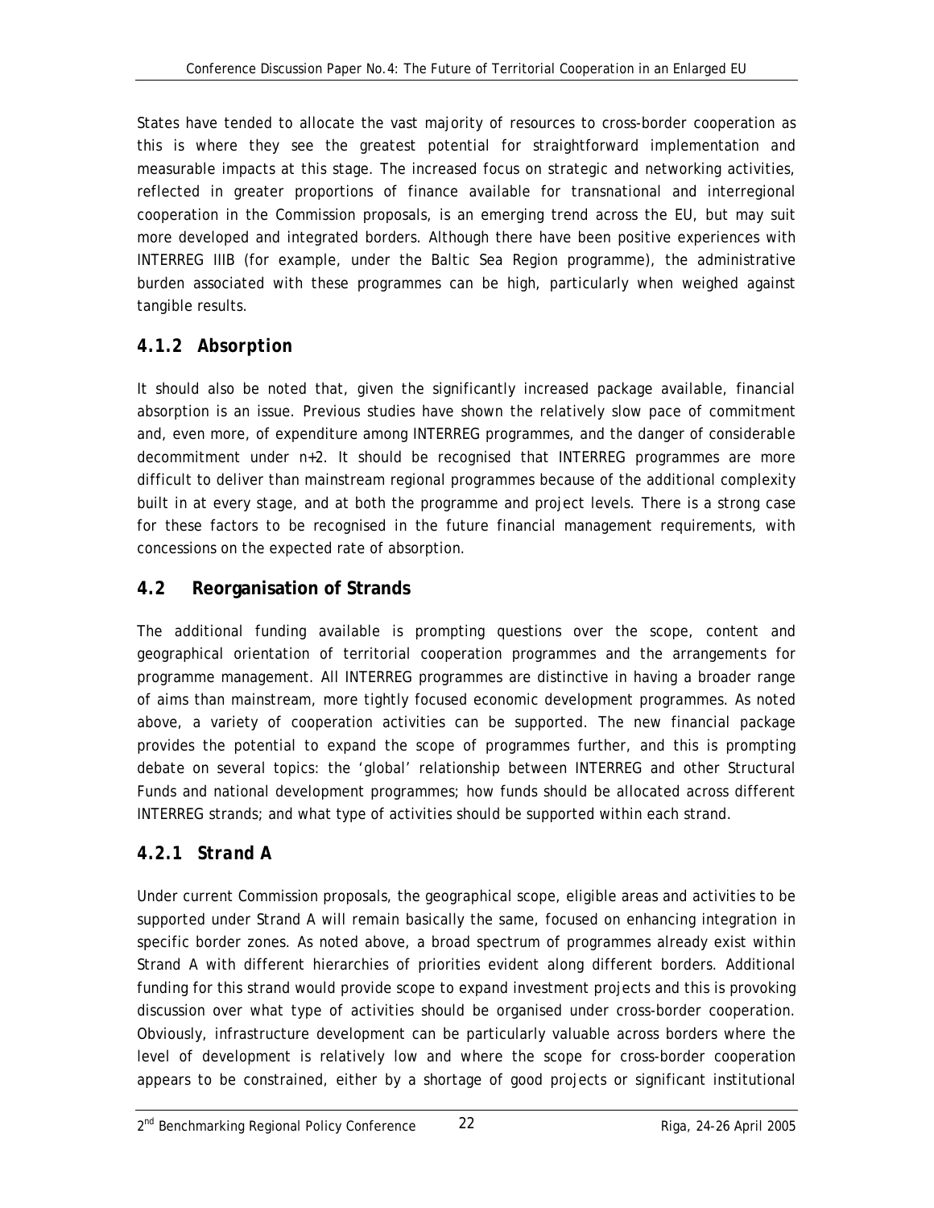States have tended to allocate the vast majority of resources to cross-border cooperation as this is where they see the greatest potential for straightforward implementation and measurable impacts at this stage. The increased focus on strategic and networking activities, reflected in greater proportions of finance available for transnational and interregional cooperation in the Commission proposals, is an emerging trend across the EU, but may suit more developed and integrated borders. Although there have been positive experiences with INTERREG IIIB (for example, under the Baltic Sea Region programme), the administrative burden associated with these programmes can be high, particularly when weighed against tangible results.

### *4.1.2 Absorption*

It should also be noted that, given the significantly increased package available, financial absorption is an issue. Previous studies have shown the relatively slow pace of commitment and, even more, of expenditure among INTERREG programmes, and the danger of considerable decommitment under n+2. It should be recognised that INTERREG programmes are more difficult to deliver than mainstream regional programmes because of the additional complexity built in at every stage, and at both the programme and project levels. There is a strong case for these factors to be recognised in the future financial management requirements, with concessions on the expected rate of absorption.

## 4.2 Reorganisation of Strands

The additional funding available is prompting questions over the scope, content and geographical orientation of territorial cooperation programmes and the arrangements for programme management. All INTERREG programmes are distinctive in having a broader range of aims than mainstream, more tightly focused economic development programmes. As noted above, a variety of cooperation activities can be supported. The new financial package provides the potential to expand the scope of programmes further, and this is prompting debate on several topics: the 'global' relationship between INTERREG and other Structural Funds and national development programmes; how funds should be allocated across different INTERREG strands; and what type of activities should be supported within each strand.

### *4.2.1 Strand A*

Under current Commission proposals, the geographical scope, eligible areas and activities to be supported under Strand A will remain basically the same, focused on enhancing integration in specific border zones. As noted above, a broad spectrum of programmes already exist within Strand A with different hierarchies of priorities evident along different borders. Additional funding for this strand would provide scope to expand investment projects and this is provoking discussion over what type of activities should be organised under cross-border cooperation. Obviously, infrastructure development can be particularly valuable across borders where the level of development is relatively low and where the scope for cross-border cooperation appears to be constrained, either by a shortage of good projects or significant institutional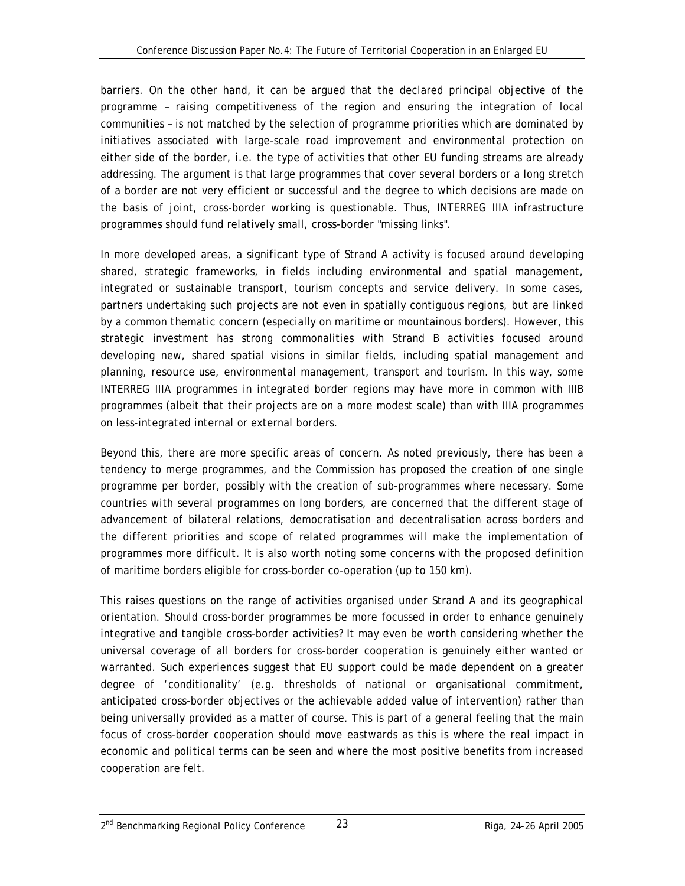barriers. On the other hand, it can be argued that the declared principal objective of the programme – raising competitiveness of the region and ensuring the integration of local communities – is not matched by the selection of programme priorities which are dominated by initiatives associated with large-scale road improvement and environmental protection on either side of the border, i.e. the type of activities that other EU funding streams are already addressing. The argument is that large programmes that cover several borders or a long stretch of a border are not very efficient or successful and the degree to which decisions are made on the basis of joint, cross-border working is questionable. Thus, INTERREG IIIA infrastructure programmes should fund relatively small, cross-border "missing links".

In more developed areas, a significant type of Strand A activity is focused around developing shared, strategic frameworks, in fields including environmental and spatial management, integrated or sustainable transport, tourism concepts and service delivery. In some cases, partners undertaking such projects are not even in spatially contiguous regions, but are linked by a common thematic concern (especially on maritime or mountainous borders). However, this strategic investment has strong commonalities with Strand B activities focused around developing new, shared spatial visions in similar fields, including spatial management and planning, resource use, environmental management, transport and tourism. In this way, some INTERREG IIIA programmes in integrated border regions may have more in common with IIIB programmes (albeit that their projects are on a more modest scale) than with IIIA programmes on less-integrated internal or external borders.

Beyond this, there are more specific areas of concern. As noted previously, there has been a tendency to merge programmes, and the Commission has proposed the creation of one single programme per border, possibly with the creation of sub-programmes where necessary. Some countries with several programmes on long borders, are concerned that the different stage of advancement of bilateral relations, democratisation and decentralisation across borders and the different priorities and scope of related programmes will make the implementation of programmes more difficult. It is also worth noting some concerns with the proposed definition of maritime borders eligible for cross-border co-operation (up to 150 km).

This raises questions on the range of activities organised under Strand A and its geographical orientation. Should cross-border programmes be more focussed in order to enhance genuinely integrative and tangible cross-border activities? It may even be worth considering whether the universal coverage of all borders for cross-border cooperation is genuinely either wanted or warranted. Such experiences suggest that EU support could be made dependent on a greater degree of 'conditionality' (e.g. thresholds of national or organisational commitment, anticipated cross-border objectives or the achievable added value of intervention) rather than being universally provided as a matter of course. This is part of a general feeling that the main focus of cross-border cooperation should move eastwards as this is where the real impact in economic and political terms can be seen and where the most positive benefits from increased cooperation are felt.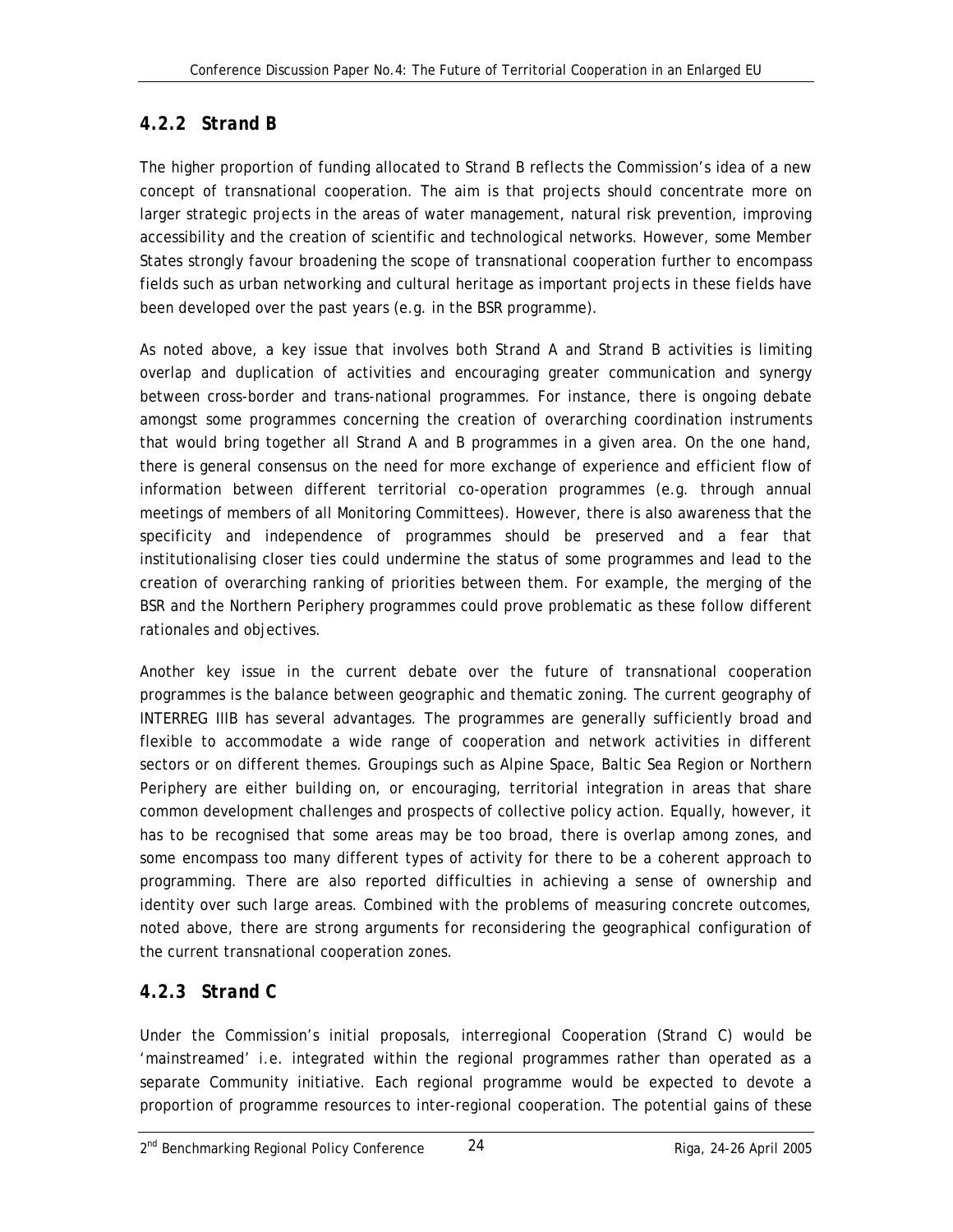### *4.2.2 Strand B*

The higher proportion of funding allocated to Strand B reflects the Commission's idea of a new concept of transnational cooperation. The aim is that projects should concentrate more on larger strategic projects in the areas of water management, natural risk prevention, improving accessibility and the creation of scientific and technological networks. However, some Member States strongly favour broadening the scope of transnational cooperation further to encompass fields such as urban networking and cultural heritage as important projects in these fields have been developed over the past years (e.g. in the BSR programme).

As noted above, a key issue that involves both Strand A and Strand B activities is limiting overlap and duplication of activities and encouraging greater communication and synergy between cross-border and trans-national programmes. For instance, there is ongoing debate amongst some programmes concerning the creation of overarching coordination instruments that would bring together all Strand A and B programmes in a given area. On the one hand, there is general consensus on the need for more exchange of experience and efficient flow of information between different territorial co-operation programmes (e.g. through annual meetings of members of all Monitoring Committees). However, there is also awareness that the specificity and independence of programmes should be preserved and a fear that institutionalising closer ties could undermine the status of some programmes and lead to the creation of overarching ranking of priorities between them. For example, the merging of the BSR and the Northern Periphery programmes could prove problematic as these follow different rationales and objectives.

Another key issue in the current debate over the future of transnational cooperation programmes is the balance between geographic and thematic zoning. The current geography of INTERREG IIIB has several advantages. The programmes are generally sufficiently broad and flexible to accommodate a wide range of cooperation and network activities in different sectors or on different themes. Groupings such as Alpine Space, Baltic Sea Region or Northern Periphery are either building on, or encouraging, territorial integration in areas that share common development challenges and prospects of collective policy action. Equally, however, it has to be recognised that some areas may be too broad, there is overlap among zones, and some encompass too many different types of activity for there to be a coherent approach to programming. There are also reported difficulties in achieving a sense of ownership and identity over such large areas. Combined with the problems of measuring concrete outcomes, noted above, there are strong arguments for reconsidering the geographical configuration of the current transnational cooperation zones.

### *4.2.3 Strand C*

Under the Commission's initial proposals, interregional Cooperation (Strand C) would be 'mainstreamed' i.e. integrated within the regional programmes rather than operated as a separate Community initiative. Each regional programme would be expected to devote a proportion of programme resources to inter-regional cooperation. The potential gains of these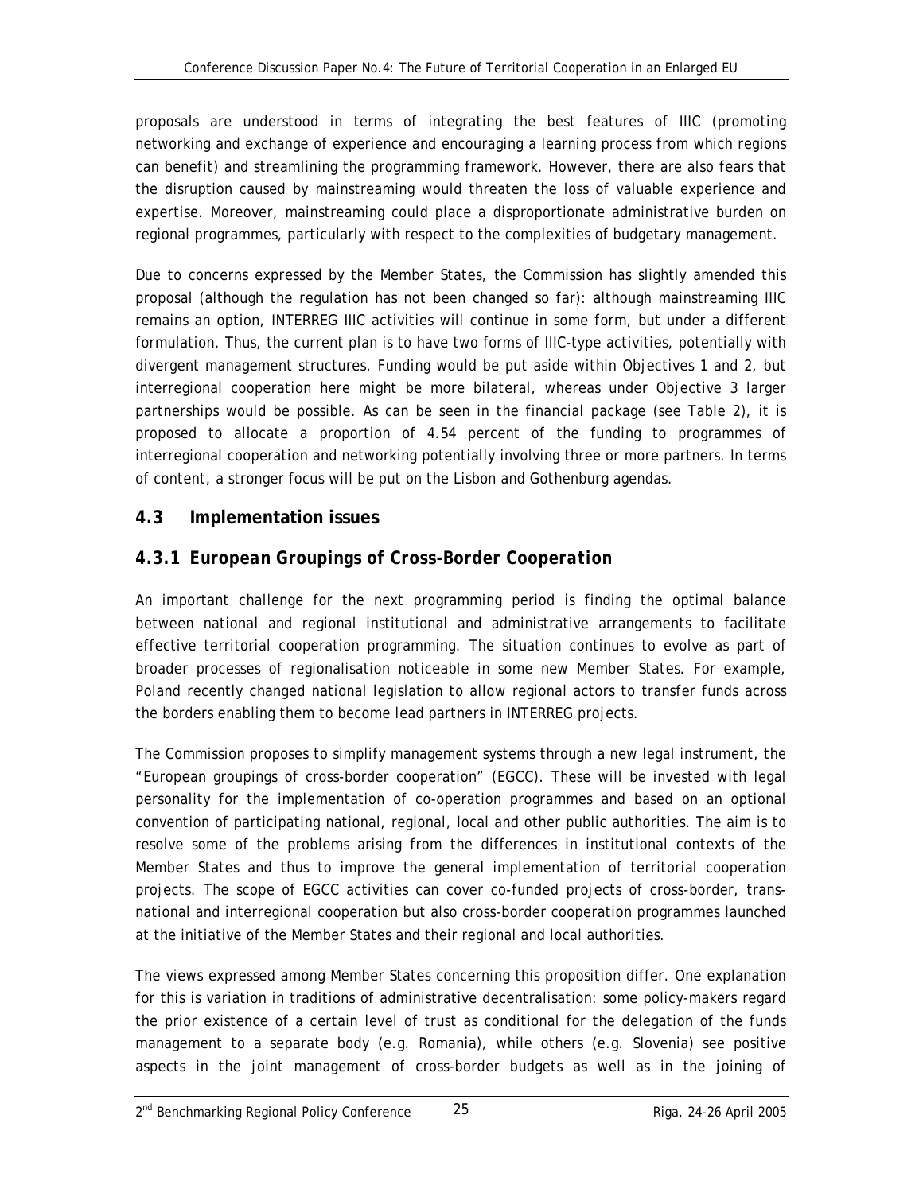proposals are understood in terms of integrating the best features of IIIC (promoting networking and exchange of experience and encouraging a learning process from which regions can benefit) and streamlining the programming framework. However, there are also fears that the disruption caused by mainstreaming would threaten the loss of valuable experience and expertise. Moreover, mainstreaming could place a disproportionate administrative burden on regional programmes, particularly with respect to the complexities of budgetary management.

Due to concerns expressed by the Member States, the Commission has slightly amended this proposal (although the regulation has not been changed so far): although mainstreaming IIIC remains an option, INTERREG IIIC activities will continue in some form, but under a different formulation. Thus, the current plan is to have two forms of IIIC-type activities, potentially with divergent management structures. Funding would be put aside within Objectives 1 and 2, but interregional cooperation here might be more bilateral, whereas under Objective 3 larger partnerships would be possible. As can be seen in the financial package (see Table 2), it is proposed to allocate a proportion of 4.54 percent of the funding to programmes of interregional cooperation and networking potentially involving three or more partners. In terms of content, a stronger focus will be put on the Lisbon and Gothenburg agendas.

## 4.3 Implementation issues

### *4.3.1 European Groupings of Cross-Border Cooperation*

An important challenge for the next programming period is finding the optimal balance between national and regional institutional and administrative arrangements to facilitate effective territorial cooperation programming. The situation continues to evolve as part of broader processes of regionalisation noticeable in some new Member States. For example, Poland recently changed national legislation to allow regional actors to transfer funds across the borders enabling them to become lead partners in INTERREG projects.

The Commission proposes to simplify management systems through a new legal instrument, the "European groupings of cross-border cooperation" (EGCC). These will be invested with legal personality for the implementation of co-operation programmes and based on an optional convention of participating national, regional, local and other public authorities. The aim is to resolve some of the problems arising from the differences in institutional contexts of the Member States and thus to improve the general implementation of territorial cooperation projects. The scope of EGCC activities can cover co-funded projects of cross-border, trans-national and interregional cooperation but also cross-border cooperation programmes launched at the initiative of the Member States and their regional and local authorities.

The views expressed among Member States concerning this proposition differ. One explanation for this is variation in traditions of administrative decentralisation: some policy-makers regard the prior existence of a certain level of trust as conditional for the delegation of the funds management to a separate body (e.g. Romania), while others (e.g. Slovenia) see positive aspects in the joint management of cross-border budgets as well as in the joining of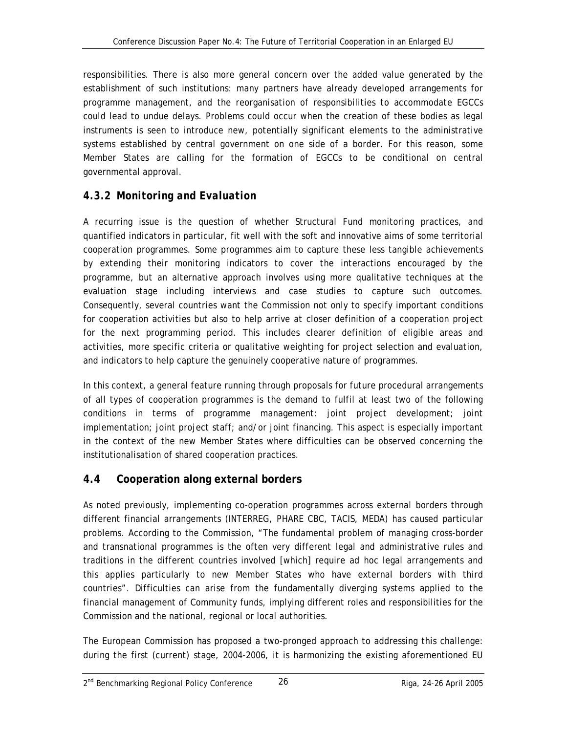responsibilities. There is also more general concern over the added value generated by the establishment of such institutions: many partners have already developed arrangements for programme management, and the reorganisation of responsibilities to accommodate EGCCs could lead to undue delays. Problems could occur when the creation of these bodies as legal instruments is seen to introduce new, potentially significant elements to the administrative systems established by central government on one side of a border. For this reason, some Member States are calling for the formation of EGCCs to be conditional on central governmental approval.

### *4.3.2 Monitoring and Evaluation*

A recurring issue is the question of whether Structural Fund monitoring practices, and quantified indicators in particular, fit well with the soft and innovative aims of some territorial cooperation programmes. Some programmes aim to capture these less tangible achievements by extending their monitoring indicators to cover the interactions encouraged by the programme, but an alternative approach involves using more qualitative techniques at the evaluation stage including interviews and case studies to capture such outcomes. Consequently, several countries want the Commission not only to specify important conditions for cooperation activities but also to help arrive at closer definition of a cooperation project for the next programming period. This includes clearer definition of eligible areas and activities, more specific criteria or qualitative weighting for project selection and evaluation, and indicators to help capture the genuinely cooperative nature of programmes.

In this context, a general feature running through proposals for future procedural arrangements of all types of cooperation programmes is the demand to fulfil at least two of the following conditions in terms of programme management: joint project development; joint implementation; joint project staff; and/or joint financing. This aspect is especially important in the context of the new Member States where difficulties can be observed concerning the institutionalisation of shared cooperation practices.

## 4.4 Cooperation along external borders

As noted previously, implementing co-operation programmes across external borders through different financial arrangements (INTERREG, PHARE CBC, TACIS, MEDA) has caused particular problems. According to the Commission, "The fundamental problem of managing cross-border and transnational programmes is the often very different legal and administrative rules and traditions in the different countries involved [which] require ad hoc legal arrangements and this applies particularly to new Member States who have external borders with third countries". Difficulties can arise from the fundamentally diverging systems applied to the financial management of Community funds, implying different roles and responsibilities for the Commission and the national, regional or local authorities.

The European Commission has proposed a two-pronged approach to addressing this challenge: during the first (current) stage, 2004-2006, it is harmonizing the existing aforementioned EU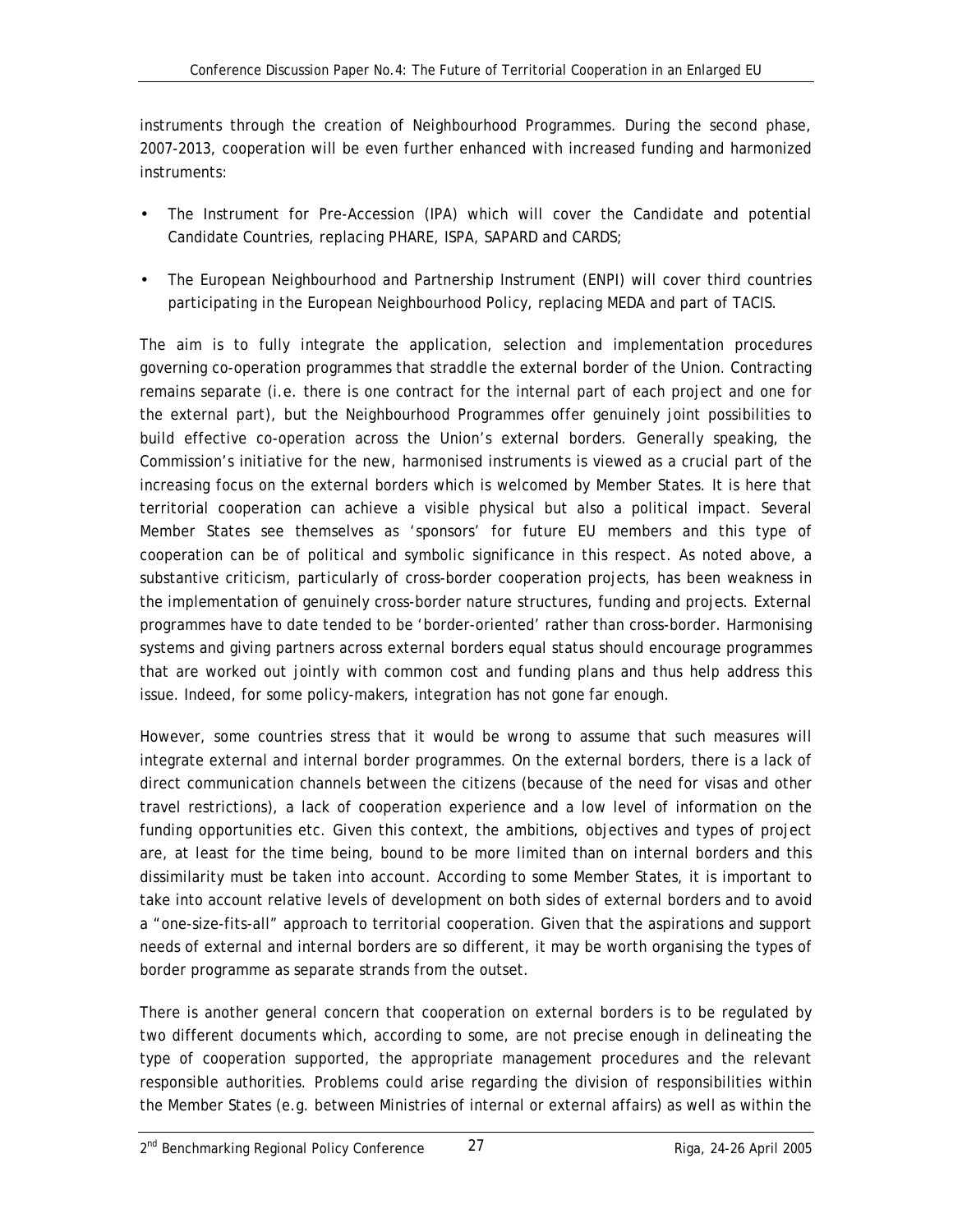instruments through the creation of Neighbourhood Programmes. During the second phase, 2007-2013, cooperation will be even further enhanced with increased funding and harmonized instruments:

- The Instrument for Pre-Accession (IPA) which will cover the Candidate and potential Candidate Countries, replacing PHARE, ISPA, SAPARD and CARDS;
- The European Neighbourhood and Partnership Instrument (ENPI) will cover third countries participating in the European Neighbourhood Policy, replacing MEDA and part of TACIS.

The aim is to fully integrate the application, selection and implementation procedures governing co-operation programmes that straddle the external border of the Union. Contracting remains separate (i.e. there is one contract for the internal part of each project and one for the external part), but the Neighbourhood Programmes offer genuinely joint possibilities to build effective co-operation across the Union's external borders. Generally speaking, the Commission's initiative for the new, harmonised instruments is viewed as a crucial part of the increasing focus on the external borders which is welcomed by Member States. It is here that territorial cooperation can achieve a visible physical but also a political impact. Several Member States see themselves as 'sponsors' for future EU members and this type of cooperation can be of political and symbolic significance in this respect. As noted above, a substantive criticism, particularly of cross-border cooperation projects, has been weakness in the implementation of genuinely cross-border nature structures, funding and projects. External programmes have to date tended to be 'border-oriented' rather than cross-border. Harmonising systems and giving partners across external borders equal status should encourage programmes that are worked out jointly with common cost and funding plans and thus help address this issue. Indeed, for some policy-makers, integration has not gone far enough.

However, some countries stress that it would be wrong to assume that such measures will integrate external and internal border programmes. On the external borders, there is a lack of direct communication channels between the citizens (because of the need for visas and other travel restrictions), a lack of cooperation experience and a low level of information on the funding opportunities etc. Given this context, the ambitions, objectives and types of project are, at least for the time being, bound to be more limited than on internal borders and this dissimilarity must be taken into account. According to some Member States, it is important to take into account relative levels of development on both sides of external borders and to avoid a "one-size-fits-all" approach to territorial cooperation. Given that the aspirations and support needs of external and internal borders are so different, it may be worth organising the types of border programme as separate strands from the outset.

There is another general concern that cooperation on external borders is to be regulated by two different documents which, according to some, are not precise enough in delineating the type of cooperation supported, the appropriate management procedures and the relevant responsible authorities. Problems could arise regarding the division of responsibilities within the Member States (e.g. between Ministries of internal or external affairs) as well as within the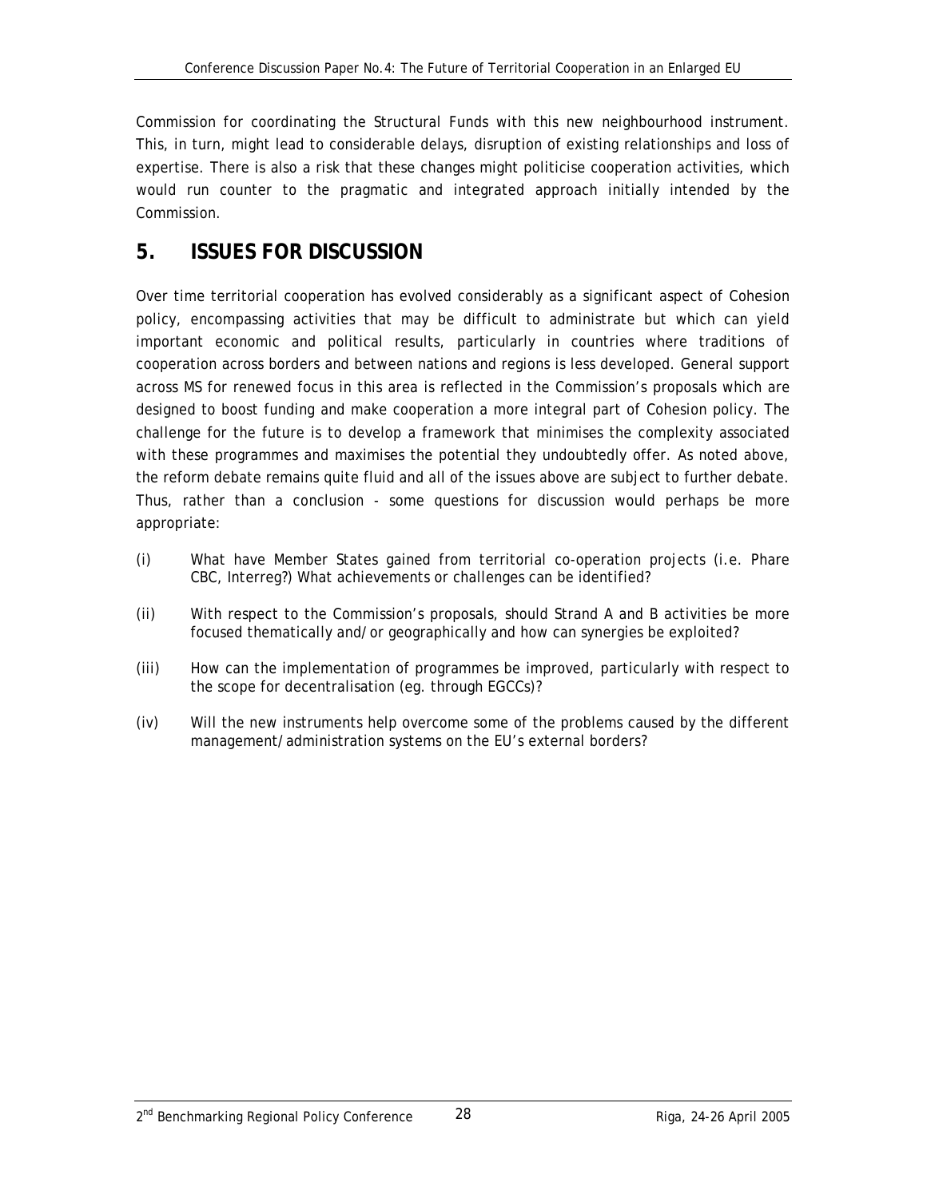Commission for coordinating the Structural Funds with this new neighbourhood instrument. This, in turn, might lead to considerable delays, disruption of existing relationships and loss of expertise. There is also a risk that these changes might politicise cooperation activities, which would run counter to the pragmatic and integrated approach initially intended by the Commission.

## 5. ISSUES FOR DISCUSSION

Over time territorial cooperation has evolved considerably as a significant aspect of Cohesion policy, encompassing activities that may be difficult to administrate but which can yield important economic and political results, particularly in countries where traditions of cooperation across borders and between nations and regions is less developed. General support across MS for renewed focus in this area is reflected in the Commission's proposals which are designed to boost funding and make cooperation a more integral part of Cohesion policy. The challenge for the future is to develop a framework that minimises the complexity associated with these programmes and maximises the potential they undoubtedly offer. As noted above, the reform debate remains quite fluid and all of the issues above are subject to further debate. Thus, rather than a conclusion - some questions for discussion would perhaps be more appropriate:

(i) What have Member States gained from territorial co-operation projects (i.e. Phare CBC, Interreg?) What achievements or challenges can be identified?

(ii) With respect to the Commission's proposals, should Strand A and B activities be more focused thematically and/or geographically and how can synergies be exploited?

(iii) How can the implementation of programmes be improved, particularly with respect to the scope for decentralisation (eg. through EGCCs)?

(iv) Will the new instruments help overcome some of the problems caused by the different management/administration systems on the EU's external borders?